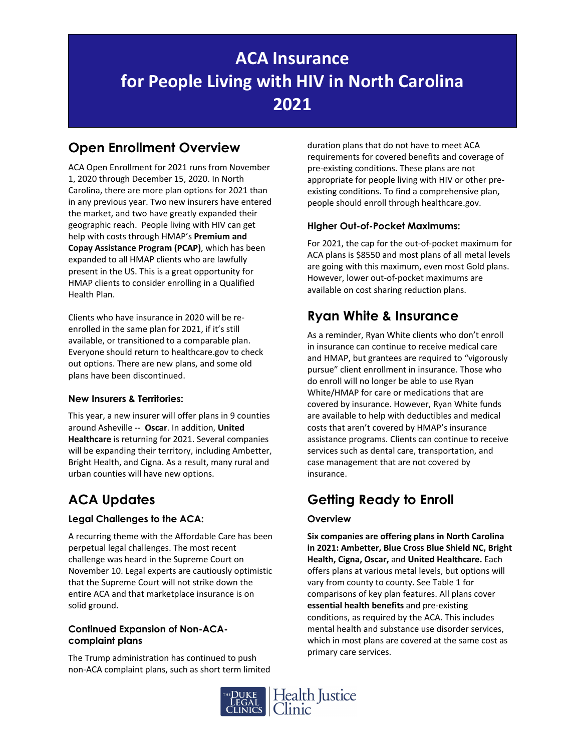# ACA Insurance for People Living with HIV in North Carolina 2021

## Open Enrollment Overview

ACA Open Enrollment for 2021 runs from November 1, 2020 through December 15, 2020. In North Carolina, there are more plan options for 2021 than in any previous year. Two new insurers have entered the market, and two have greatly expanded their geographic reach. People living with HIV can get help with costs through HMAP's **Premium and Copay Assistance Program (PCAP)**, which has been expanded to all HMAP clients who are lawfully present in the US. This is a great opportunity for HMAP clients to consider enrolling in a Qualified Health Plan.

Clients who have insurance in 2020 will be re-enrolled in the same plan for 2021, if it's still available, or transitioned to a comparable plan. Everyone should return to healthcare.gov to check out options. There are new plans, and some old plans have been discontinued.

### New Insurers & Territories:

This year, a new insurer will offer plans in 9 counties around Asheville -- **Oscar**. In addition, **United Healthcare** is returning for 2021. Several companies will be expanding their territory, including Ambetter, Bright Health, and Cigna. As a result, many rural and urban counties will have new options.

## ACA Updates

### Legal Challenges to the ACA:

A recurring theme with the Affordable Care has been perpetual legal challenges. The most recent challenge was heard in the Supreme Court on November 10. Legal experts are cautiously optimistic that the Supreme Court will not strike down the entire ACA and that marketplace insurance is on solid ground.

### Continued Expansion of Non-ACA-complaint plans

The Trump administration has continued to push non-ACA complaint plans, such as short term limited duration plans that do not have to meet ACA requirements for covered benefits and coverage of pre-existing conditions. These plans are not appropriate for people living with HIV or other pre-existing conditions. To find a comprehensive plan, people should enroll through healthcare.gov.

### Higher Out-of-Pocket Maximums:

For 2021, the cap for the out-of-pocket maximum for ACA plans is $8550 and most plans of all metal levels are going with this maximum, even most Gold plans. However, lower out-of-pocket maximums are available on cost sharing reduction plans.

## Ryan White & Insurance

As a reminder, Ryan White clients who don't enroll in insurance can continue to receive medical care and HMAP, but grantees are required to "vigorously pursue" client enrollment in insurance. Those who do enroll will no longer be able to use Ryan White/HMAP for care or medications that are covered by insurance. However, Ryan White funds are available to help with deductibles and medical costs that aren't covered by HMAP's insurance assistance programs. Clients can continue to receive services such as dental care, transportation, and case management that are not covered by insurance.

## Getting Ready to Enroll

### Overview

**Six companies are offering plans in North Carolina in 2021: Ambetter, Blue Cross Blue Shield NC, Bright Health, Cigna, Oscar,** and **United Healthcare.** Each offers plans at various metal levels, but options will vary from county to county. See Table 1 for comparisons of key plan features. All plans cover **essential health benefits** and pre-existing conditions, as required by the ACA. This includes mental health and substance use disorder services, which in most plans are covered at the same cost as primary care services.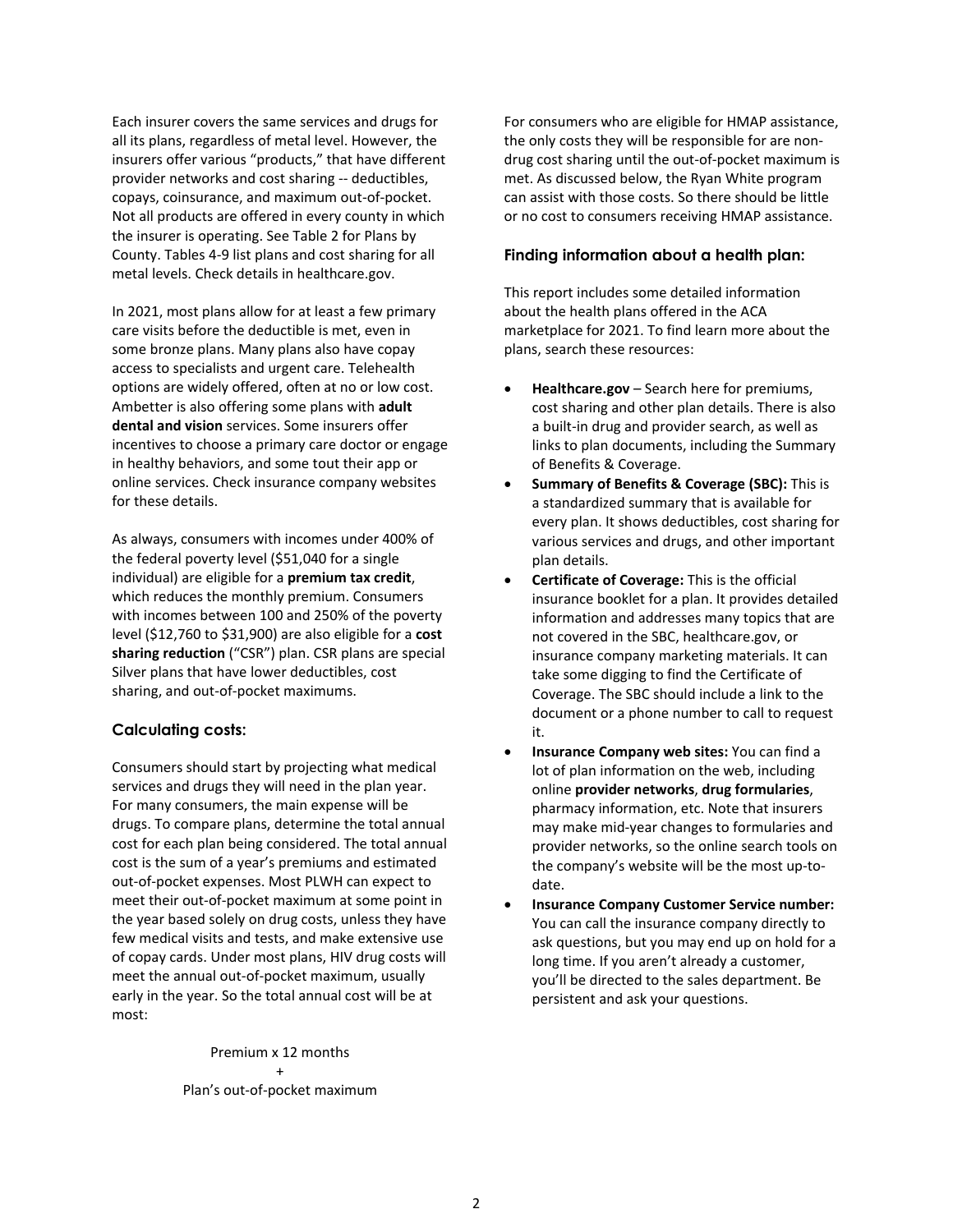Each insurer covers the same services and drugs for all its plans, regardless of metal level. However, the insurers offer various "products," that have different provider networks and cost sharing -- deductibles, copays, coinsurance, and maximum out-of-pocket. Not all products are offered in every county in which the insurer is operating. See Table 2 for Plans by County. Tables 4-9 list plans and cost sharing for all metal levels. Check details in healthcare.gov.

In 2021, most plans allow for at least a few primary care visits before the deductible is met, even in some bronze plans. Many plans also have copay access to specialists and urgent care. Telehealth options are widely offered, often at no or low cost. Ambetter is also offering some plans with **adult dental and vision** services. Some insurers offer incentives to choose a primary care doctor or engage in healthy behaviors, and some tout their app or online services. Check insurance company websites for these details.

As always, consumers with incomes under 400% of the federal poverty level ($51,040 for a single individual) are eligible for a **premium tax credit**, which reduces the monthly premium. Consumers with incomes between 100 and 250% of the poverty level ($12,760 to $31,900) are also eligible for a **cost sharing reduction** ("CSR") plan. CSR plans are special Silver plans that have lower deductibles, cost sharing, and out-of-pocket maximums.

### Calculating costs:

Consumers should start by projecting what medical services and drugs they will need in the plan year. For many consumers, the main expense will be drugs. To compare plans, determine the total annual cost for each plan being considered. The total annual cost is the sum of a year's premiums and estimated out-of-pocket expenses. Most PLWH can expect to meet their out-of-pocket maximum at some point in the year based solely on drug costs, unless they have few medical visits and tests, and make extensive use of copay cards. Under most plans, HIV drug costs will meet the annual out-of-pocket maximum, usually early in the year. So the total annual cost will be at most:

Premium x 12 months
\+
Plan's out-of-pocket maximum

For consumers who are eligible for HMAP assistance, the only costs they will be responsible for are non-drug cost sharing until the out-of-pocket maximum is met. As discussed below, the Ryan White program can assist with those costs. So there should be little or no cost to consumers receiving HMAP assistance.

### Finding information about a health plan:

This report includes some detailed information about the health plans offered in the ACA marketplace for 2021. To find learn more about the plans, search these resources:

- **Healthcare.gov** – Search here for premiums, cost sharing and other plan details. There is also a built-in drug and provider search, as well as links to plan documents, including the Summary of Benefits & Coverage.
- **Summary of Benefits & Coverage (SBC):** This is a standardized summary that is available for every plan. It shows deductibles, cost sharing for various services and drugs, and other important plan details.
- **Certificate of Coverage:** This is the official insurance booklet for a plan. It provides detailed information and addresses many topics that are not covered in the SBC, healthcare.gov, or insurance company marketing materials. It can take some digging to find the Certificate of Coverage. The SBC should include a link to the document or a phone number to call to request it.
- **Insurance Company web sites:** You can find a lot of plan information on the web, including online **provider networks**, **drug formularies**, pharmacy information, etc. Note that insurers may make mid-year changes to formularies and provider networks, so the online search tools on the company's website will be the most up-to-date.
- **Insurance Company Customer Service number:** You can call the insurance company directly to ask questions, but you may end up on hold for a long time. If you aren't already a customer, you'll be directed to the sales department. Be persistent and ask your questions.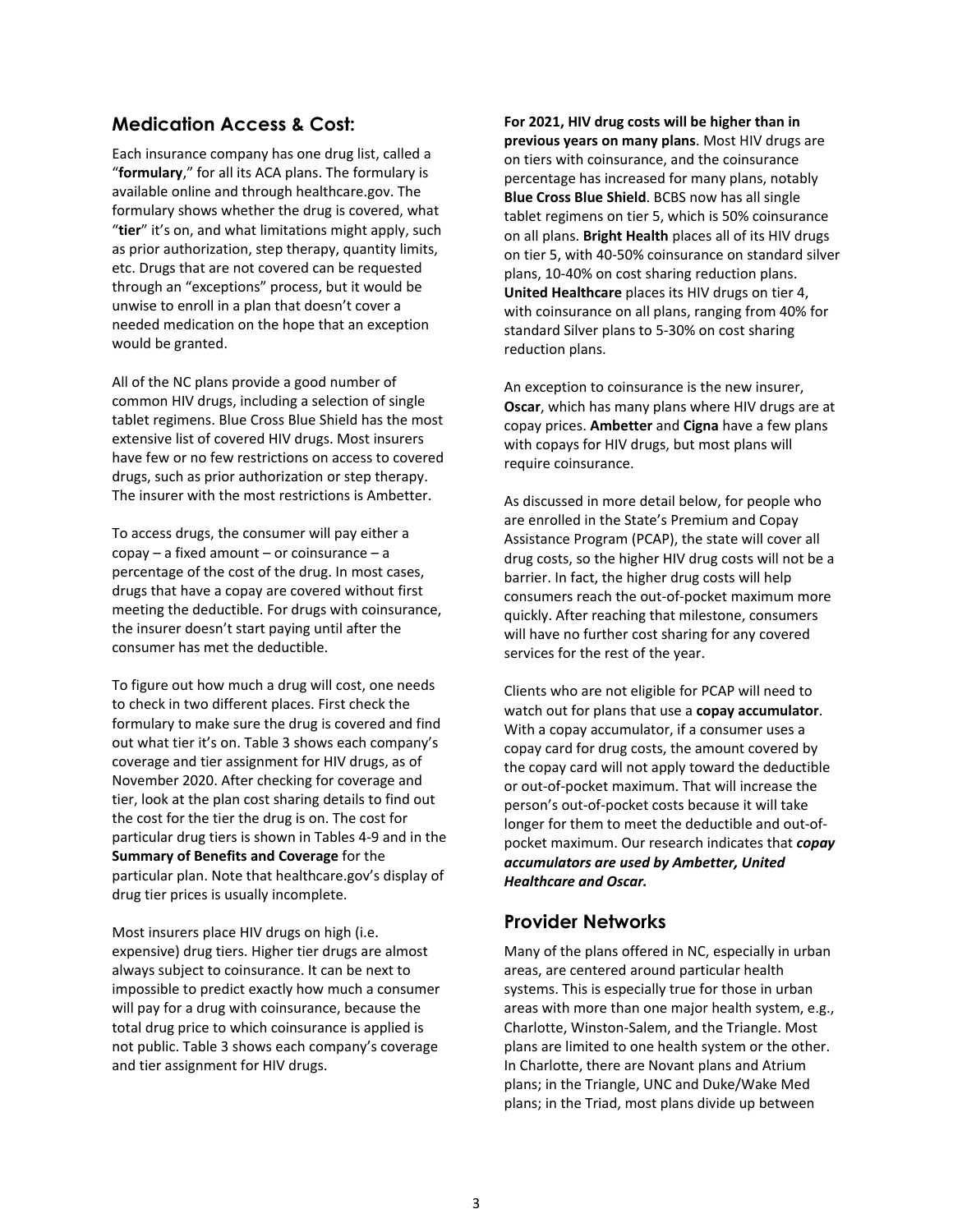## Medication Access & Cost:

Each insurance company has one drug list, called a "**formulary**," for all its ACA plans. The formulary is available online and through healthcare.gov. The formulary shows whether the drug is covered, what "**tier**" it's on, and what limitations might apply, such as prior authorization, step therapy, quantity limits, etc. Drugs that are not covered can be requested through an "exceptions" process, but it would be unwise to enroll in a plan that doesn't cover a needed medication on the hope that an exception would be granted.

All of the NC plans provide a good number of common HIV drugs, including a selection of single tablet regimens. Blue Cross Blue Shield has the most extensive list of covered HIV drugs. Most insurers have few or no few restrictions on access to covered drugs, such as prior authorization or step therapy. The insurer with the most restrictions is Ambetter.

To access drugs, the consumer will pay either a copay – a fixed amount – or coinsurance – a percentage of the cost of the drug. In most cases, drugs that have a copay are covered without first meeting the deductible. For drugs with coinsurance, the insurer doesn't start paying until after the consumer has met the deductible.

To figure out how much a drug will cost, one needs to check in two different places. First check the formulary to make sure the drug is covered and find out what tier it's on. Table 3 shows each company's coverage and tier assignment for HIV drugs, as of November 2020. After checking for coverage and tier, look at the plan cost sharing details to find out the cost for the tier the drug is on. The cost for particular drug tiers is shown in Tables 4-9 and in the **Summary of Benefits and Coverage** for the particular plan. Note that healthcare.gov's display of drug tier prices is usually incomplete.

Most insurers place HIV drugs on high (i.e. expensive) drug tiers. Higher tier drugs are almost always subject to coinsurance. It can be next to impossible to predict exactly how much a consumer will pay for a drug with coinsurance, because the total drug price to which coinsurance is applied is not public. Table 3 shows each company's coverage and tier assignment for HIV drugs.

**For 2021, HIV drug costs will be higher than in previous years on many plans**. Most HIV drugs are on tiers with coinsurance, and the coinsurance percentage has increased for many plans, notably **Blue Cross Blue Shield**. BCBS now has all single tablet regimens on tier 5, which is 50% coinsurance on all plans. **Bright Health** places all of its HIV drugs on tier 5, with 40-50% coinsurance on standard silver plans, 10-40% on cost sharing reduction plans. **United Healthcare** places its HIV drugs on tier 4, with coinsurance on all plans, ranging from 40% for standard Silver plans to 5-30% on cost sharing reduction plans.

An exception to coinsurance is the new insurer, **Oscar**, which has many plans where HIV drugs are at copay prices. **Ambetter** and **Cigna** have a few plans with copays for HIV drugs, but most plans will require coinsurance.

As discussed in more detail below, for people who are enrolled in the State's Premium and Copay Assistance Program (PCAP), the state will cover all drug costs, so the higher HIV drug costs will not be a barrier. In fact, the higher drug costs will help consumers reach the out-of-pocket maximum more quickly. After reaching that milestone, consumers will have no further cost sharing for any covered services for the rest of the year.

Clients who are not eligible for PCAP will need to watch out for plans that use a **copay accumulator**. With a copay accumulator, if a consumer uses a copay card for drug costs, the amount covered by the copay card will not apply toward the deductible or out-of-pocket maximum. That will increase the person's out-of-pocket costs because it will take longer for them to meet the deductible and out-of-pocket maximum. Our research indicates that ***copay accumulators are used by Ambetter, United Healthcare and Oscar.***

## Provider Networks

Many of the plans offered in NC, especially in urban areas, are centered around particular health systems. This is especially true for those in urban areas with more than one major health system, e.g., Charlotte, Winston-Salem, and the Triangle. Most plans are limited to one health system or the other. In Charlotte, there are Novant plans and Atrium plans; in the Triangle, UNC and Duke/Wake Med plans; in the Triad, most plans divide up between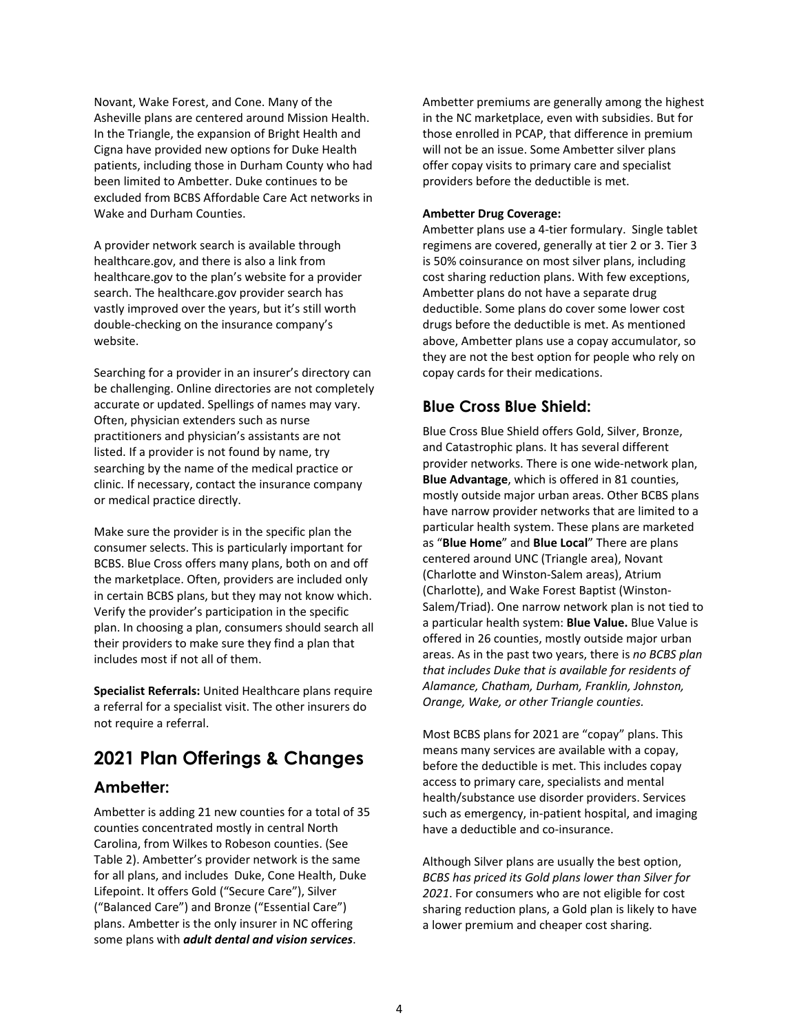Novant, Wake Forest, and Cone. Many of the Asheville plans are centered around Mission Health. In the Triangle, the expansion of Bright Health and Cigna have provided new options for Duke Health patients, including those in Durham County who had been limited to Ambetter. Duke continues to be excluded from BCBS Affordable Care Act networks in Wake and Durham Counties.

A provider network search is available through healthcare.gov, and there is also a link from healthcare.gov to the plan's website for a provider search. The healthcare.gov provider search has vastly improved over the years, but it's still worth double-checking on the insurance company's website.

Searching for a provider in an insurer's directory can be challenging. Online directories are not completely accurate or updated. Spellings of names may vary. Often, physician extenders such as nurse practitioners and physician's assistants are not listed. If a provider is not found by name, try searching by the name of the medical practice or clinic. If necessary, contact the insurance company or medical practice directly.

Make sure the provider is in the specific plan the consumer selects. This is particularly important for BCBS. Blue Cross offers many plans, both on and off the marketplace. Often, providers are included only in certain BCBS plans, but they may not know which. Verify the provider's participation in the specific plan. In choosing a plan, consumers should search all their providers to make sure they find a plan that includes most if not all of them.

**Specialist Referrals:** United Healthcare plans require a referral for a specialist visit. The other insurers do not require a referral.

# 2021 Plan Offerings & Changes

## Ambetter:

Ambetter is adding 21 new counties for a total of 35 counties concentrated mostly in central North Carolina, from Wilkes to Robeson counties. (See Table 2). Ambetter's provider network is the same for all plans, and includes Duke, Cone Health, Duke Lifepoint. It offers Gold ("Secure Care"), Silver ("Balanced Care") and Bronze ("Essential Care") plans. Ambetter is the only insurer in NC offering some plans with ***adult dental and vision services***.

Ambetter premiums are generally among the highest in the NC marketplace, even with subsidies. But for those enrolled in PCAP, that difference in premium will not be an issue. Some Ambetter silver plans offer copay visits to primary care and specialist providers before the deductible is met.

**Ambetter Drug Coverage:**
Ambetter plans use a 4-tier formulary. Single tablet regimens are covered, generally at tier 2 or 3. Tier 3 is 50% coinsurance on most silver plans, including cost sharing reduction plans. With few exceptions, Ambetter plans do not have a separate drug deductible. Some plans do cover some lower cost drugs before the deductible is met. As mentioned above, Ambetter plans use a copay accumulator, so they are not the best option for people who rely on copay cards for their medications.

## Blue Cross Blue Shield:

Blue Cross Blue Shield offers Gold, Silver, Bronze, and Catastrophic plans. It has several different provider networks. There is one wide-network plan, **Blue Advantage**, which is offered in 81 counties, mostly outside major urban areas. Other BCBS plans have narrow provider networks that are limited to a particular health system. These plans are marketed as "**Blue Home**" and **Blue Local**" There are plans centered around UNC (Triangle area), Novant (Charlotte and Winston-Salem areas), Atrium (Charlotte), and Wake Forest Baptist (Winston-Salem/Triad). One narrow network plan is not tied to a particular health system: **Blue Value.** Blue Value is offered in 26 counties, mostly outside major urban areas. As in the past two years, there is *no BCBS plan that includes Duke that is available for residents of Alamance, Chatham, Durham, Franklin, Johnston, Orange, Wake, or other Triangle counties.*

Most BCBS plans for 2021 are "copay" plans. This means many services are available with a copay, before the deductible is met. This includes copay access to primary care, specialists and mental health/substance use disorder providers. Services such as emergency, in-patient hospital, and imaging have a deductible and co-insurance.

Although Silver plans are usually the best option, *BCBS has priced its Gold plans lower than Silver for 2021*. For consumers who are not eligible for cost sharing reduction plans, a Gold plan is likely to have a lower premium and cheaper cost sharing.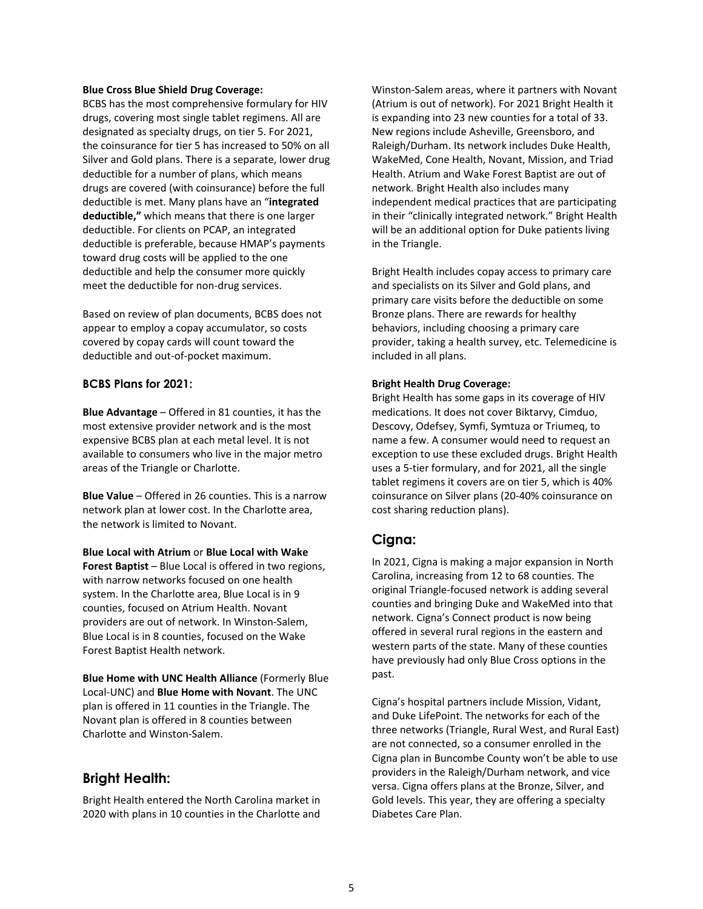**Blue Cross Blue Shield Drug Coverage:**
BCBS has the most comprehensive formulary for HIV drugs, covering most single tablet regimens. All are designated as specialty drugs, on tier 5. For 2021, the coinsurance for tier 5 has increased to 50% on all Silver and Gold plans. There is a separate, lower drug deductible for a number of plans, which means drugs are covered (with coinsurance) before the full deductible is met. Many plans have an "**integrated deductible,"** which means that there is one larger deductible. For clients on PCAP, an integrated deductible is preferable, because HMAP's payments toward drug costs will be applied to the one deductible and help the consumer more quickly meet the deductible for non-drug services.

Based on review of plan documents, BCBS does not appear to employ a copay accumulator, so costs covered by copay cards will count toward the deductible and out-of-pocket maximum.

### BCBS Plans for 2021:

**Blue Advantage** – Offered in 81 counties, it has the most extensive provider network and is the most expensive BCBS plan at each metal level. It is not available to consumers who live in the major metro areas of the Triangle or Charlotte.

**Blue Value** – Offered in 26 counties. This is a narrow network plan at lower cost. In the Charlotte area, the network is limited to Novant.

**Blue Local with Atrium** or **Blue Local with Wake Forest Baptist** – Blue Local is offered in two regions, with narrow networks focused on one health system. In the Charlotte area, Blue Local is in 9 counties, focused on Atrium Health. Novant providers are out of network. In Winston-Salem, Blue Local is in 8 counties, focused on the Wake Forest Baptist Health network.

**Blue Home with UNC Health Alliance** (Formerly Blue Local-UNC) and **Blue Home with Novant**. The UNC plan is offered in 11 counties in the Triangle. The Novant plan is offered in 8 counties between Charlotte and Winston-Salem.

## Bright Health:

Bright Health entered the North Carolina market in 2020 with plans in 10 counties in the Charlotte and Winston-Salem areas, where it partners with Novant (Atrium is out of network). For 2021 Bright Health it is expanding into 23 new counties for a total of 33. New regions include Asheville, Greensboro, and Raleigh/Durham. Its network includes Duke Health, WakeMed, Cone Health, Novant, Mission, and Triad Health. Atrium and Wake Forest Baptist are out of network. Bright Health also includes many independent medical practices that are participating in their "clinically integrated network." Bright Health will be an additional option for Duke patients living in the Triangle.

Bright Health includes copay access to primary care and specialists on its Silver and Gold plans, and primary care visits before the deductible on some Bronze plans. There are rewards for healthy behaviors, including choosing a primary care provider, taking a health survey, etc. Telemedicine is included in all plans.

**Bright Health Drug Coverage:**
Bright Health has some gaps in its coverage of HIV medications. It does not cover Biktarvy, Cimduo, Descovy, Odefsey, Symfi, Symtuza or Triumeq, to name a few. A consumer would need to request an exception to use these excluded drugs. Bright Health uses a 5-tier formulary, and for 2021, all the single tablet regimens it covers are on tier 5, which is 40% coinsurance on Silver plans (20-40% coinsurance on cost sharing reduction plans).

## Cigna:

In 2021, Cigna is making a major expansion in North Carolina, increasing from 12 to 68 counties. The original Triangle-focused network is adding several counties and bringing Duke and WakeMed into that network. Cigna's Connect product is now being offered in several rural regions in the eastern and western parts of the state. Many of these counties have previously had only Blue Cross options in the past.

Cigna's hospital partners include Mission, Vidant, and Duke LifePoint. The networks for each of the three networks (Triangle, Rural West, and Rural East) are not connected, so a consumer enrolled in the Cigna plan in Buncombe County won't be able to use providers in the Raleigh/Durham network, and vice versa. Cigna offers plans at the Bronze, Silver, and Gold levels. This year, they are offering a specialty Diabetes Care Plan.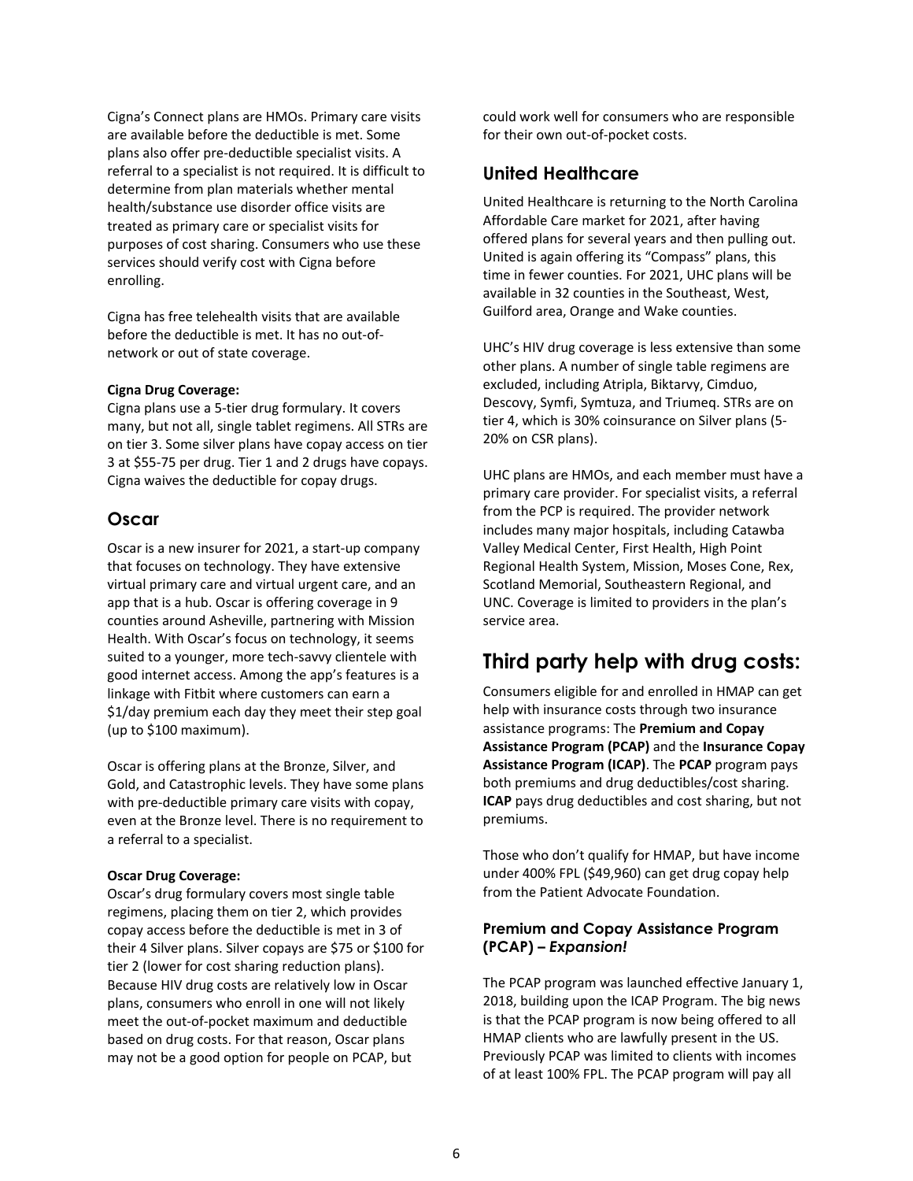Cigna's Connect plans are HMOs. Primary care visits are available before the deductible is met. Some plans also offer pre-deductible specialist visits. A referral to a specialist is not required. It is difficult to determine from plan materials whether mental health/substance use disorder office visits are treated as primary care or specialist visits for purposes of cost sharing. Consumers who use these services should verify cost with Cigna before enrolling.

Cigna has free telehealth visits that are available before the deductible is met. It has no out-of-network or out of state coverage.

**Cigna Drug Coverage:**
Cigna plans use a 5-tier drug formulary. It covers many, but not all, single tablet regimens. All STRs are on tier 3. Some silver plans have copay access on tier 3 at $55-75 per drug. Tier 1 and 2 drugs have copays. Cigna waives the deductible for copay drugs.

## Oscar

Oscar is a new insurer for 2021, a start-up company that focuses on technology. They have extensive virtual primary care and virtual urgent care, and an app that is a hub. Oscar is offering coverage in 9 counties around Asheville, partnering with Mission Health. With Oscar's focus on technology, it seems suited to a younger, more tech-savvy clientele with good internet access. Among the app's features is a linkage with Fitbit where customers can earn a $1/day premium each day they meet their step goal (up to $100 maximum).

Oscar is offering plans at the Bronze, Silver, and Gold, and Catastrophic levels. They have some plans with pre-deductible primary care visits with copay, even at the Bronze level. There is no requirement to a referral to a specialist.

**Oscar Drug Coverage:**
Oscar's drug formulary covers most single table regimens, placing them on tier 2, which provides copay access before the deductible is met in 3 of their 4 Silver plans. Silver copays are $75 or $100 for tier 2 (lower for cost sharing reduction plans). Because HIV drug costs are relatively low in Oscar plans, consumers who enroll in one will not likely meet the out-of-pocket maximum and deductible based on drug costs. For that reason, Oscar plans may not be a good option for people on PCAP, but could work well for consumers who are responsible for their own out-of-pocket costs.

## United Healthcare

United Healthcare is returning to the North Carolina Affordable Care market for 2021, after having offered plans for several years and then pulling out. United is again offering its "Compass" plans, this time in fewer counties. For 2021, UHC plans will be available in 32 counties in the Southeast, West, Guilford area, Orange and Wake counties.

UHC's HIV drug coverage is less extensive than some other plans. A number of single table regimens are excluded, including Atripla, Biktarvy, Cimduo, Descovy, Symfi, Symtuza, and Triumeq. STRs are on tier 4, which is 30% coinsurance on Silver plans (5-20% on CSR plans).

UHC plans are HMOs, and each member must have a primary care provider. For specialist visits, a referral from the PCP is required. The provider network includes many major hospitals, including Catawba Valley Medical Center, First Health, High Point Regional Health System, Mission, Moses Cone, Rex, Scotland Memorial, Southeastern Regional, and UNC. Coverage is limited to providers in the plan's service area.

# Third party help with drug costs:

Consumers eligible for and enrolled in HMAP can get help with insurance costs through two insurance assistance programs: The **Premium and Copay Assistance Program (PCAP)** and the **Insurance Copay Assistance Program (ICAP)**. The **PCAP** program pays both premiums and drug deductibles/cost sharing. **ICAP** pays drug deductibles and cost sharing, but not premiums.

Those who don't qualify for HMAP, but have income under 400% FPL ($49,960) can get drug copay help from the Patient Advocate Foundation.

### Premium and Copay Assistance Program (PCAP) – *Expansion!*

The PCAP program was launched effective January 1, 2018, building upon the ICAP Program. The big news is that the PCAP program is now being offered to all HMAP clients who are lawfully present in the US. Previously PCAP was limited to clients with incomes of at least 100% FPL. The PCAP program will pay all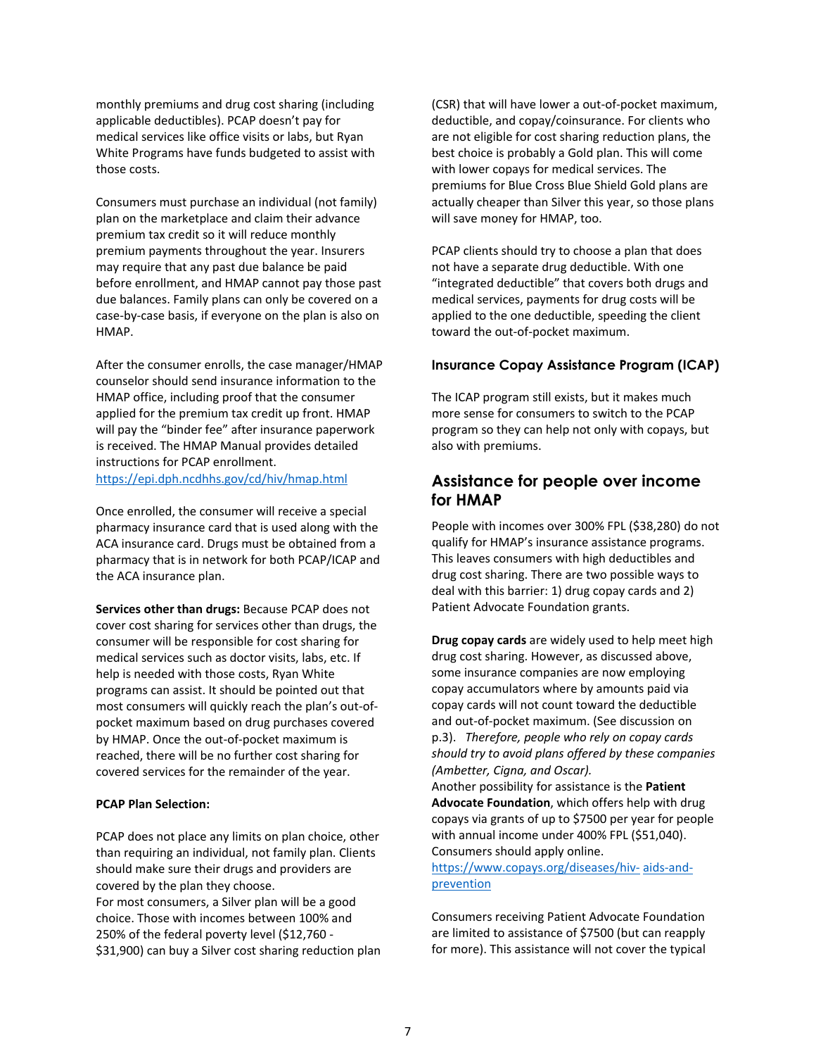monthly premiums and drug cost sharing (including applicable deductibles). PCAP doesn't pay for medical services like office visits or labs, but Ryan White Programs have funds budgeted to assist with those costs.

Consumers must purchase an individual (not family) plan on the marketplace and claim their advance premium tax credit so it will reduce monthly premium payments throughout the year. Insurers may require that any past due balance be paid before enrollment, and HMAP cannot pay those past due balances. Family plans can only be covered on a case-by-case basis, if everyone on the plan is also on HMAP.

After the consumer enrolls, the case manager/HMAP counselor should send insurance information to the HMAP office, including proof that the consumer applied for the premium tax credit up front. HMAP will pay the "binder fee" after insurance paperwork is received. The HMAP Manual provides detailed instructions for PCAP enrollment.
https://epi.dph.ncdhhs.gov/cd/hiv/hmap.html

Once enrolled, the consumer will receive a special pharmacy insurance card that is used along with the ACA insurance card. Drugs must be obtained from a pharmacy that is in network for both PCAP/ICAP and the ACA insurance plan.

**Services other than drugs:** Because PCAP does not cover cost sharing for services other than drugs, the consumer will be responsible for cost sharing for medical services such as doctor visits, labs, etc. If help is needed with those costs, Ryan White programs can assist. It should be pointed out that most consumers will quickly reach the plan's out-of-pocket maximum based on drug purchases covered by HMAP. Once the out-of-pocket maximum is reached, there will be no further cost sharing for covered services for the remainder of the year.

**PCAP Plan Selection:**

PCAP does not place any limits on plan choice, other than requiring an individual, not family plan. Clients should make sure their drugs and providers are covered by the plan they choose.
For most consumers, a Silver plan will be a good choice. Those with incomes between 100% and 250% of the federal poverty level ($12,760 - $31,900) can buy a Silver cost sharing reduction plan (CSR) that will have lower a out-of-pocket maximum, deductible, and copay/coinsurance. For clients who are not eligible for cost sharing reduction plans, the best choice is probably a Gold plan. This will come with lower copays for medical services. The premiums for Blue Cross Blue Shield Gold plans are actually cheaper than Silver this year, so those plans will save money for HMAP, too.

PCAP clients should try to choose a plan that does not have a separate drug deductible. With one "integrated deductible" that covers both drugs and medical services, payments for drug costs will be applied to the one deductible, speeding the client toward the out-of-pocket maximum.

### Insurance Copay Assistance Program (ICAP)

The ICAP program still exists, but it makes much more sense for consumers to switch to the PCAP program so they can help not only with copays, but also with premiums.

## Assistance for people over income for HMAP

People with incomes over 300% FPL ($38,280) do not qualify for HMAP's insurance assistance programs. This leaves consumers with high deductibles and drug cost sharing. There are two possible ways to deal with this barrier: 1) drug copay cards and 2) Patient Advocate Foundation grants.

**Drug copay cards** are widely used to help meet high drug cost sharing. However, as discussed above, some insurance companies are now employing copay accumulators where by amounts paid via copay cards will not count toward the deductible and out-of-pocket maximum. (See discussion on p.3). *Therefore, people who rely on copay cards should try to avoid plans offered by these companies (Ambetter, Cigna, and Oscar).*
Another possibility for assistance is the **Patient Advocate Foundation**, which offers help with drug copays via grants of up to $7500 per year for people with annual income under 400% FPL ($51,040). Consumers should apply online.
https://www.copays.org/diseases/hiv-aids-and-prevention

Consumers receiving Patient Advocate Foundation are limited to assistance of $7500 (but can reapply for more). This assistance will not cover the typical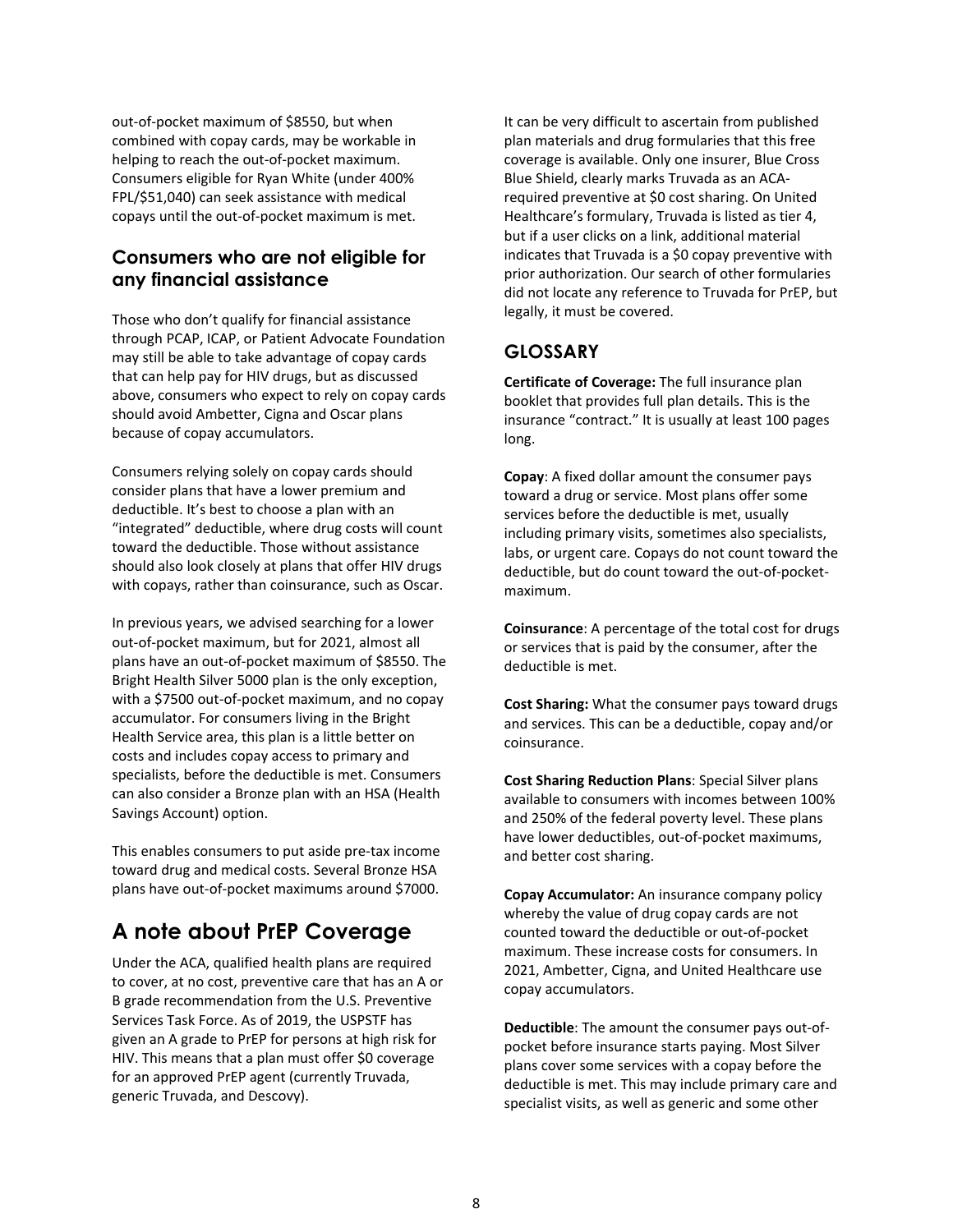out-of-pocket maximum of $8550, but when combined with copay cards, may be workable in helping to reach the out-of-pocket maximum. Consumers eligible for Ryan White (under 400% FPL/$51,040) can seek assistance with medical copays until the out-of-pocket maximum is met.

### Consumers who are not eligible for any financial assistance

Those who don't qualify for financial assistance through PCAP, ICAP, or Patient Advocate Foundation may still be able to take advantage of copay cards that can help pay for HIV drugs, but as discussed above, consumers who expect to rely on copay cards should avoid Ambetter, Cigna and Oscar plans because of copay accumulators.

Consumers relying solely on copay cards should consider plans that have a lower premium and deductible. It's best to choose a plan with an "integrated" deductible, where drug costs will count toward the deductible. Those without assistance should also look closely at plans that offer HIV drugs with copays, rather than coinsurance, such as Oscar.

In previous years, we advised searching for a lower out-of-pocket maximum, but for 2021, almost all plans have an out-of-pocket maximum of $8550. The Bright Health Silver 5000 plan is the only exception, with a $7500 out-of-pocket maximum, and no copay accumulator. For consumers living in the Bright Health Service area, this plan is a little better on costs and includes copay access to primary and specialists, before the deductible is met. Consumers can also consider a Bronze plan with an HSA (Health Savings Account) option.

This enables consumers to put aside pre-tax income toward drug and medical costs. Several Bronze HSA plans have out-of-pocket maximums around $7000.

## A note about PrEP Coverage

Under the ACA, qualified health plans are required to cover, at no cost, preventive care that has an A or B grade recommendation from the U.S. Preventive Services Task Force. As of 2019, the USPSTF has given an A grade to PrEP for persons at high risk for HIV. This means that a plan must offer $0 coverage for an approved PrEP agent (currently Truvada, generic Truvada, and Descovy).

It can be very difficult to ascertain from published plan materials and drug formularies that this free coverage is available. Only one insurer, Blue Cross Blue Shield, clearly marks Truvada as an ACA-required preventive at $0 cost sharing. On United Healthcare's formulary, Truvada is listed as tier 4, but if a user clicks on a link, additional material indicates that Truvada is a $0 copay preventive with prior authorization. Our search of other formularies did not locate any reference to Truvada for PrEP, but legally, it must be covered.

## GLOSSARY

**Certificate of Coverage:** The full insurance plan booklet that provides full plan details. This is the insurance "contract." It is usually at least 100 pages long.

**Copay**: A fixed dollar amount the consumer pays toward a drug or service. Most plans offer some services before the deductible is met, usually including primary visits, sometimes also specialists, labs, or urgent care. Copays do not count toward the deductible, but do count toward the out-of-pocket-maximum.

**Coinsurance**: A percentage of the total cost for drugs or services that is paid by the consumer, after the deductible is met.

**Cost Sharing:** What the consumer pays toward drugs and services. This can be a deductible, copay and/or coinsurance.

**Cost Sharing Reduction Plans**: Special Silver plans available to consumers with incomes between 100% and 250% of the federal poverty level. These plans have lower deductibles, out-of-pocket maximums, and better cost sharing.

**Copay Accumulator:** An insurance company policy whereby the value of drug copay cards are not counted toward the deductible or out-of-pocket maximum. These increase costs for consumers. In 2021, Ambetter, Cigna, and United Healthcare use copay accumulators.

**Deductible**: The amount the consumer pays out-of-pocket before insurance starts paying. Most Silver plans cover some services with a copay before the deductible is met. This may include primary care and specialist visits, as well as generic and some other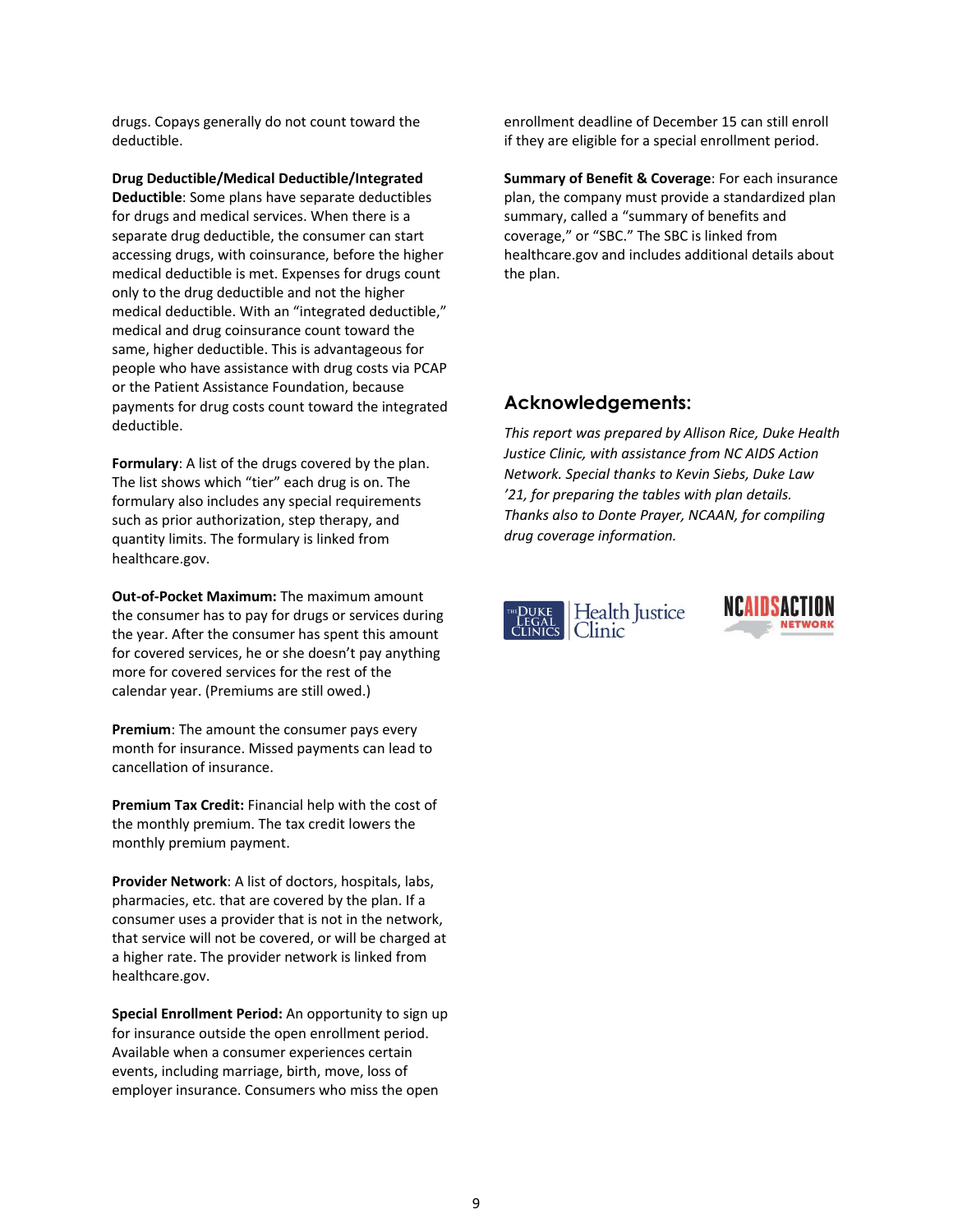drugs. Copays generally do not count toward the deductible.

**Drug Deductible/Medical Deductible/Integrated Deductible**: Some plans have separate deductibles for drugs and medical services. When there is a separate drug deductible, the consumer can start accessing drugs, with coinsurance, before the higher medical deductible is met. Expenses for drugs count only to the drug deductible and not the higher medical deductible. With an "integrated deductible," medical and drug coinsurance count toward the same, higher deductible. This is advantageous for people who have assistance with drug costs via PCAP or the Patient Assistance Foundation, because payments for drug costs count toward the integrated deductible.

**Formulary**: A list of the drugs covered by the plan. The list shows which "tier" each drug is on. The formulary also includes any special requirements such as prior authorization, step therapy, and quantity limits. The formulary is linked from healthcare.gov.

**Out-of-Pocket Maximum:** The maximum amount the consumer has to pay for drugs or services during the year. After the consumer has spent this amount for covered services, he or she doesn't pay anything more for covered services for the rest of the calendar year. (Premiums are still owed.)

**Premium**: The amount the consumer pays every month for insurance. Missed payments can lead to cancellation of insurance.

**Premium Tax Credit:** Financial help with the cost of the monthly premium. The tax credit lowers the monthly premium payment.

**Provider Network**: A list of doctors, hospitals, labs, pharmacies, etc. that are covered by the plan. If a consumer uses a provider that is not in the network, that service will not be covered, or will be charged at a higher rate. The provider network is linked from healthcare.gov.

**Special Enrollment Period:** An opportunity to sign up for insurance outside the open enrollment period. Available when a consumer experiences certain events, including marriage, birth, move, loss of employer insurance. Consumers who miss the open enrollment deadline of December 15 can still enroll if they are eligible for a special enrollment period.

**Summary of Benefit & Coverage**: For each insurance plan, the company must provide a standardized plan summary, called a "summary of benefits and coverage," or "SBC." The SBC is linked from healthcare.gov and includes additional details about the plan.

## Acknowledgements:

*This report was prepared by Allison Rice, Duke Health Justice Clinic, with assistance from NC AIDS Action Network. Special thanks to Kevin Siebs, Duke Law '21, for preparing the tables with plan details. Thanks also to Donte Prayer, NCAAN, for compiling drug coverage information.*

The Duke Legal Clinics | Health Justice Clinic

NC AIDS ACTION NETWORK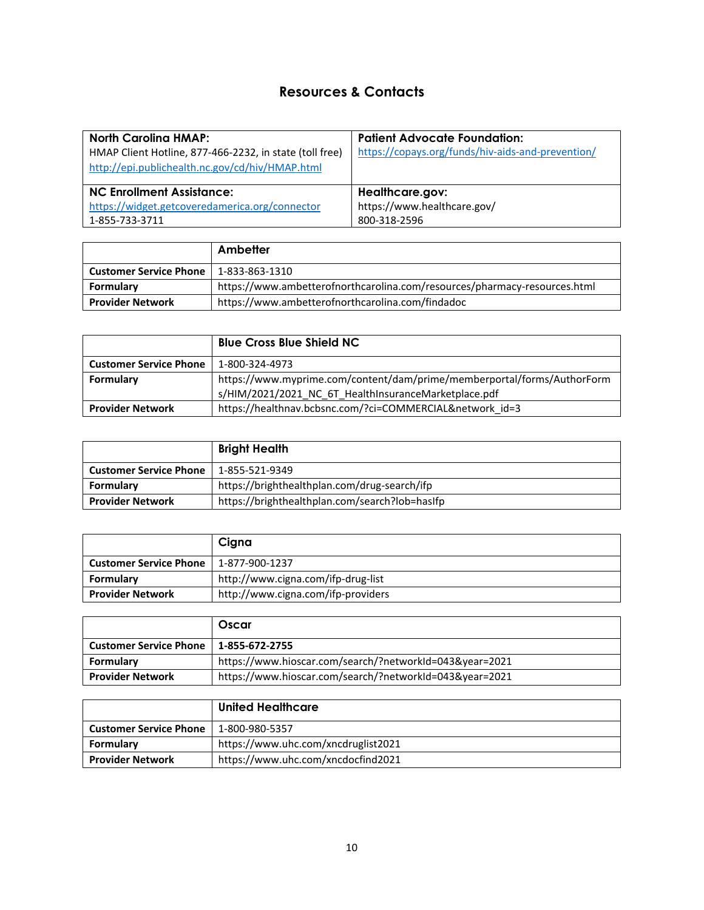# Resources & Contacts

| **North Carolina HMAP:**<br>HMAP Client Hotline, 877-466-2232, in state (toll free)<br>http://epi.publichealth.nc.gov/cd/hiv/HMAP.html | **Patient Advocate Foundation:**<br>https://copays.org/funds/hiv-aids-and-prevention/ |
|---|---|
| **NC Enrollment Assistance:**<br>https://widget.getcoveredamerica.org/connector<br>1-855-733-3711 | **Healthcare.gov:**<br>https://www.healthcare.gov/<br>800-318-2596 |

| | **Ambetter** |
|---|---|
| **Customer Service Phone** | 1-833-863-1310 |
| **Formulary** | https://www.ambetterofnorthcarolina.com/resources/pharmacy-resources.html |
| **Provider Network** | https://www.ambetterofnorthcarolina.com/findadoc |

| | **Blue Cross Blue Shield NC** |
|---|---|
| **Customer Service Phone** | 1-800-324-4973 |
| **Formulary** | https://www.myprime.com/content/dam/prime/memberportal/forms/AuthorForms/HIM/2021/2021_NC_6T_HealthInsuranceMarketplace.pdf |
| **Provider Network** | https://healthnav.bcbsnc.com/?ci=COMMERCIAL&network_id=3 |

| | **Bright Health** |
|---|---|
| **Customer Service Phone** | 1-855-521-9349 |
| **Formulary** | https://brighthealthplan.com/drug-search/ifp |
| **Provider Network** | https://brighthealthplan.com/search?lob=hasIfp |

| | **Cigna** |
|---|---|
| **Customer Service Phone** | 1-877-900-1237 |
| **Formulary** | http://www.cigna.com/ifp-drug-list |
| **Provider Network** | http://www.cigna.com/ifp-providers |

| | **Oscar** |
|---|---|
| **Customer Service Phone** | **1-855-672-2755** |
| **Formulary** | https://www.hioscar.com/search/?networkId=043&year=2021 |
| **Provider Network** | https://www.hioscar.com/search/?networkId=043&year=2021 |

| | **United Healthcare** |
|---|---|
| **Customer Service Phone** | 1-800-980-5357 |
| **Formulary** | https://www.uhc.com/xncdruglist2021 |
| **Provider Network** | https://www.uhc.com/xncdocfind2021 |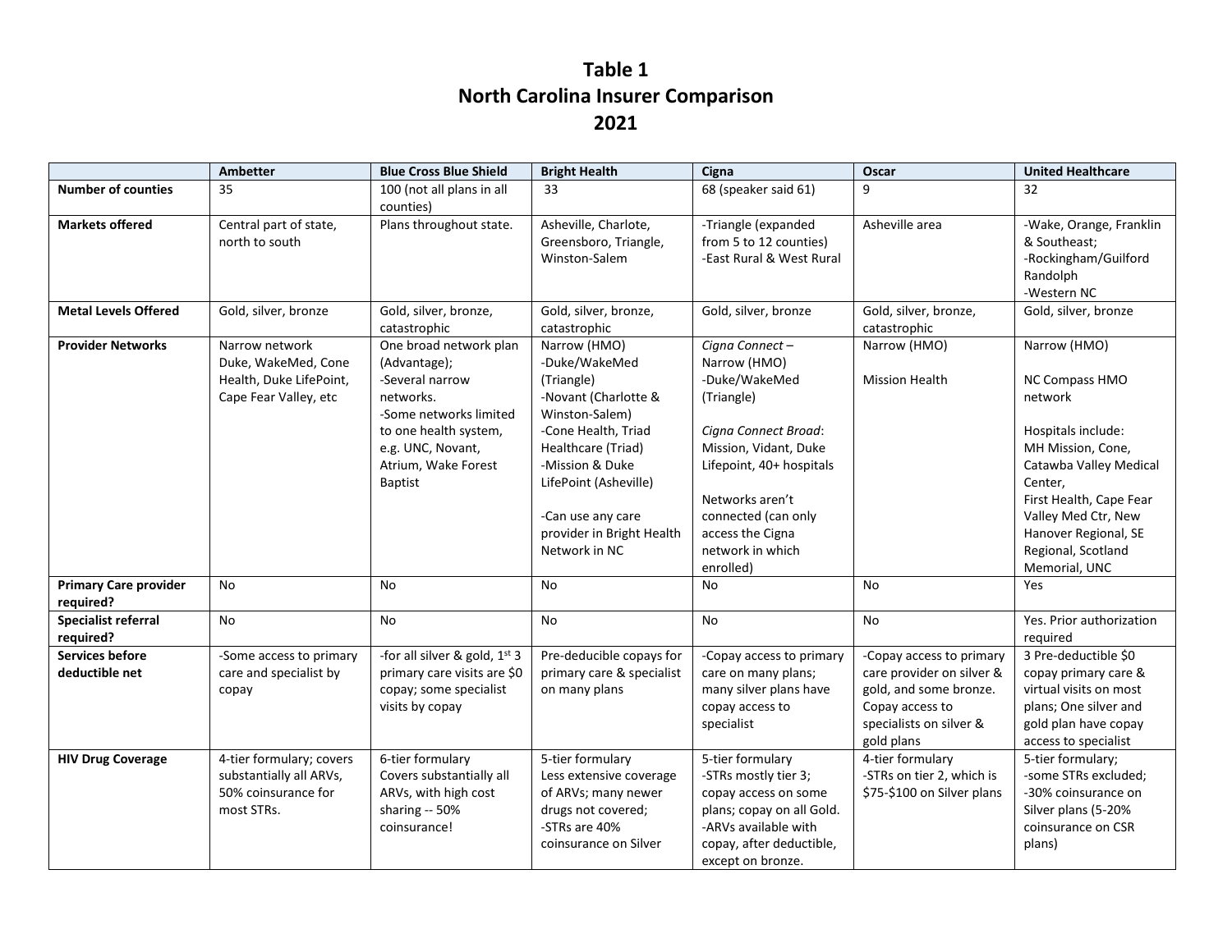# Table 1
# North Carolina Insurer Comparison
# 2021

| | Ambetter | Blue Cross Blue Shield | Bright Health | Cigna | Oscar | United Healthcare |
|---|---|---|---|---|---|---|
| **Number of counties** | 35 | 100 (not all plans in all counties) | 33 | 68 (speaker said 61) | 9 | 32 |
| **Markets offered** | Central part of state, north to south | Plans throughout state. | Asheville, Charlote, Greensboro, Triangle, Winston-Salem | -Triangle (expanded from 5 to 12 counties)<br>-East Rural & West Rural | Asheville area | -Wake, Orange, Franklin & Southeast;<br>-Rockingham/Guilford Randolph<br>-Western NC |
| **Metal Levels Offered** | Gold, silver, bronze | Gold, silver, bronze, catastrophic | Gold, silver, bronze, catastrophic | Gold, silver, bronze | Gold, silver, bronze, catastrophic | Gold, silver, bronze |
| **Provider Networks** | Narrow network Duke, WakeMed, Cone Health, Duke LifePoint, Cape Fear Valley, etc | One broad network plan (Advantage);<br>-Several narrow networks.<br>-Some networks limited to one health system, e.g. UNC, Novant, Atrium, Wake Forest Baptist | Narrow (HMO)<br>-Duke/WakeMed (Triangle)<br>-Novant (Charlotte & Winston-Salem)<br>-Cone Health, Triad Healthcare (Triad)<br>-Mission & Duke LifePoint (Asheville)<br><br>-Can use any care provider in Bright Health Network in NC | *Cigna Connect* – Narrow (HMO)<br>-Duke/WakeMed (Triangle)<br><br>*Cigna Connect Broad*: Mission, Vidant, Duke Lifepoint, 40+ hospitals<br><br>Networks aren't connected (can only access the Cigna network in which enrolled) | Narrow (HMO)<br><br>Mission Health | Narrow (HMO)<br><br>NC Compass HMO network<br><br>Hospitals include: MH Mission, Cone, Catawba Valley Medical Center, First Health, Cape Fear Valley Med Ctr, New Hanover Regional, SE Regional, Scotland Memorial, UNC |
| **Primary Care provider required?** | No | No | No | No | No | Yes |
| **Specialist referral required?** | No | No | No | No | No | Yes. Prior authorization required |
| **Services before deductible net** | -Some access to primary care and specialist by copay | -for all silver & gold, 1st 3 primary care visits are $0 copay; some specialist visits by copay | Pre-deducible copays for primary care & specialist on many plans | -Copay access to primary care on many plans; many silver plans have copay access to specialist | -Copay access to primary care provider on silver & gold, and some bronze. Copay access to specialists on silver & gold plans | 3 Pre-deductible $0 copay primary care & virtual visits on most plans; One silver and gold plan have copay access to specialist |
| **HIV Drug Coverage** | 4-tier formulary; covers substantially all ARVs, 50% coinsurance for most STRs. | 6-tier formulary<br>Covers substantially all ARVs, with high cost sharing -- 50% coinsurance! | 5-tier formulary<br>Less extensive coverage of ARVs; many newer drugs not covered;<br>-STRs are 40% coinsurance on Silver | 5-tier formulary<br>-STRs mostly tier 3; copay access on some plans; copay on all Gold.<br>-ARVs available with copay, after deductible, except on bronze. | 4-tier formulary<br>-STRs on tier 2, which is $75-$100 on Silver plans | 5-tier formulary;<br>-some STRs excluded;<br>-30% coinsurance on Silver plans (5-20% coinsurance on CSR plans) |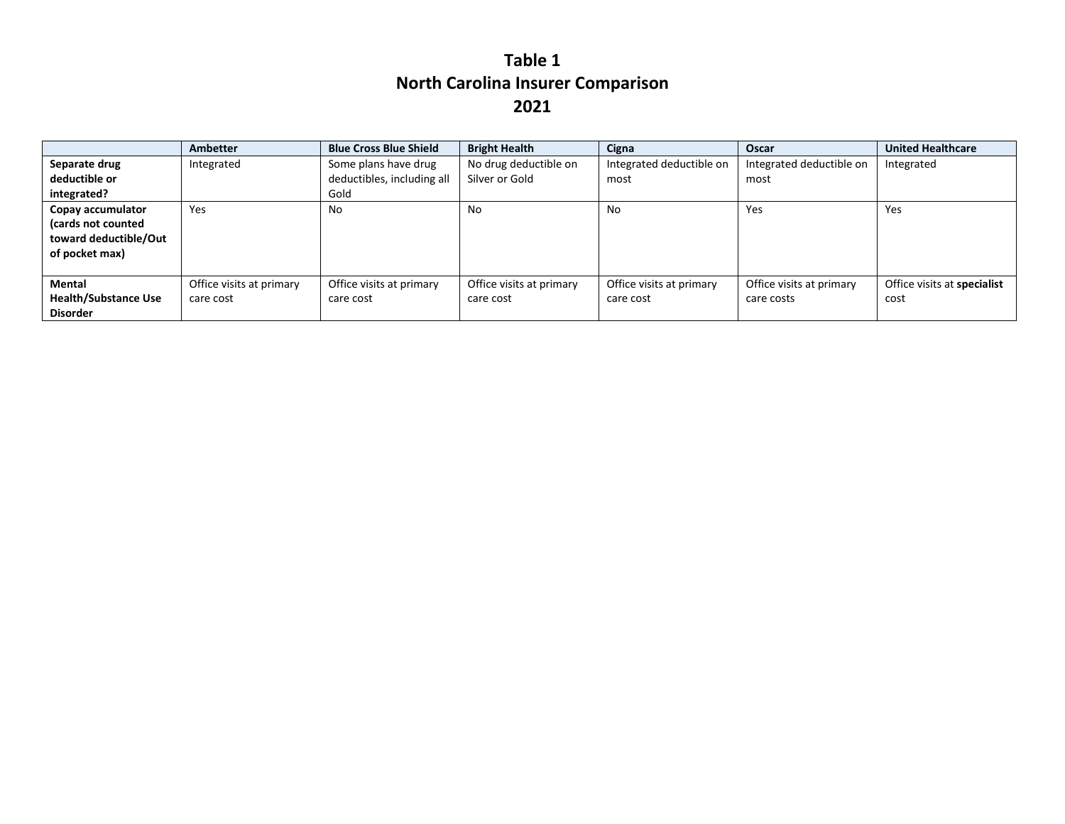# Table 1
# North Carolina Insurer Comparison
# 2021

| | **Ambetter** | **Blue Cross Blue Shield** | **Bright Health** | **Cigna** | **Oscar** | **United Healthcare** |
|---|---|---|---|---|---|---|
| **Separate drug deductible or integrated?** | Integrated | Some plans have drug deductibles, including all Gold | No drug deductible on Silver or Gold | Integrated deductible on most | Integrated deductible on most | Integrated |
| **Copay accumulator (cards not counted toward deductible/Out of pocket max)** | Yes | No | No | No | Yes | Yes |
| **Mental Health/Substance Use Disorder** | Office visits at primary care cost | Office visits at primary care cost | Office visits at primary care cost | Office visits at primary care cost | Office visits at primary care costs | Office visits at **specialist** cost |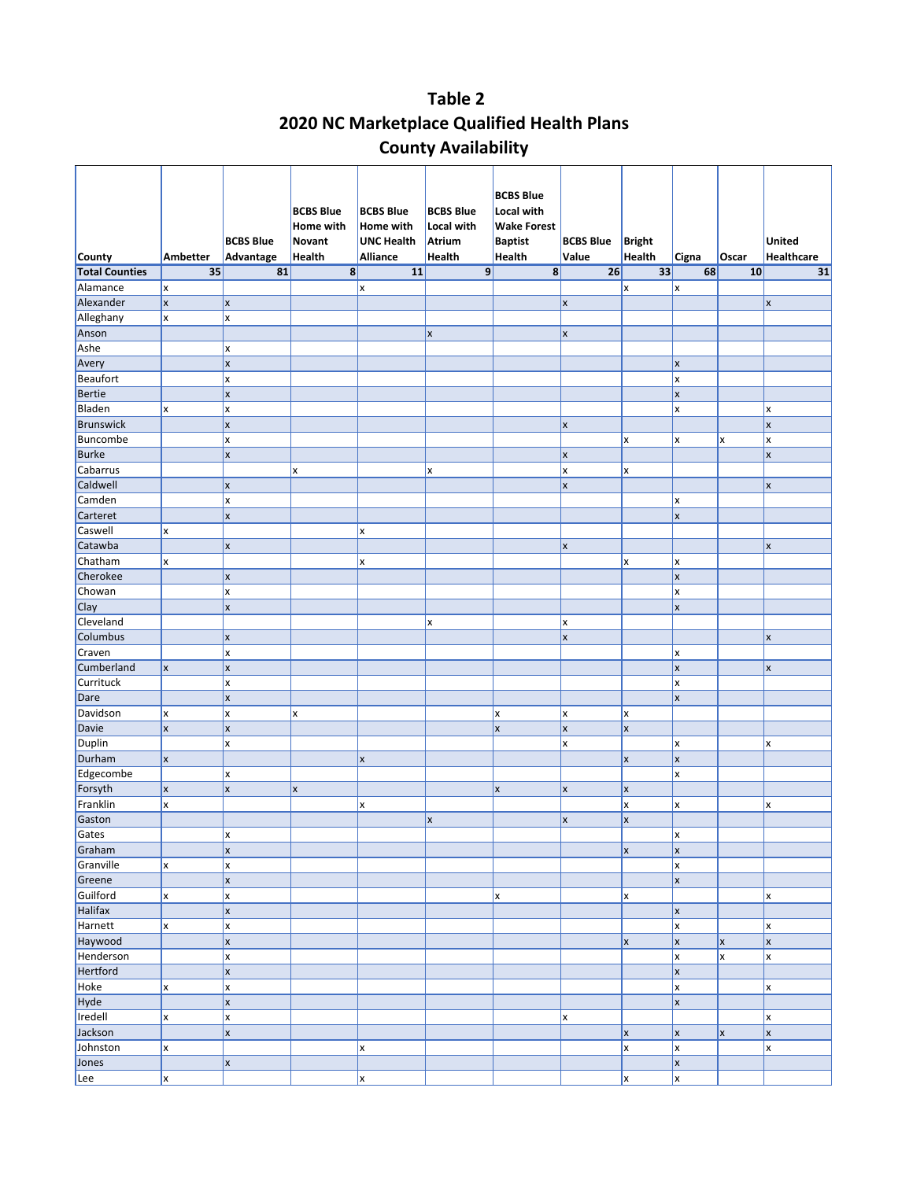# Table 2
## 2020 NC Marketplace Qualified Health Plans
## County Availability

| County | Ambetter | BCBS Blue Advantage | BCBS Blue Home with Novant Health | BCBS Blue Home with UNC Health Alliance | BCBS Blue Local with Atrium Health | BCBS Blue Local with Wake Forest Baptist Health | BCBS Blue Value | Bright Health | Cigna | Oscar | United Healthcare |
|---|---|---|---|---|---|---|---|---|---|---|---|
| **Total Counties** | **35** | **81** | **8** | **11** | **9** | **8** | **26** | **33** | **68** | **10** | **31** |
| Alamance | x | | | x | | | | x | x | | |
| Alexander | x | x | | | | | x | | | | x |
| Alleghany | x | x | | | | | | | | | |
| Anson | | | | | x | | x | | | | |
| Ashe | | x | | | | | | | | | |
| Avery | | x | | | | | | | x | | |
| Beaufort | | x | | | | | | | x | | |
| Bertie | | x | | | | | | | x | | |
| Bladen | x | x | | | | | | | x | | x |
| Brunswick | | x | | | | | x | | | | x |
| Buncombe | | x | | | | | | x | x | x | x |
| Burke | | x | | | | | x | | | | x |
| Cabarrus | | | x | | x | | x | x | | | |
| Caldwell | | x | | | | | x | | | | x |
| Camden | | x | | | | | | | x | | |
| Carteret | | x | | | | | | | x | | |
| Caswell | x | | | x | | | | | | | |
| Catawba | | x | | | | | x | | | | x |
| Chatham | x | | | x | | | | x | x | | |
| Cherokee | | x | | | | | | | x | | |
| Chowan | | x | | | | | | | x | | |
| Clay | | x | | | | | | | x | | |
| Cleveland | | | | | x | | x | | | | |
| Columbus | | x | | | | | x | | | | x |
| Craven | | x | | | | | | | x | | |
| Cumberland | x | x | | | | | | | x | | x |
| Currituck | | x | | | | | | | x | | |
| Dare | | x | | | | | | | x | | |
| Davidson | x | x | x | | | x | x | x | | | |
| Davie | x | x | | | | x | x | x | | | |
| Duplin | | x | | | | | x | | x | | x |
| Durham | x | | | x | | | | x | x | | |
| Edgecombe | | x | | | | | | | x | | |
| Forsyth | x | x | x | | | x | x | x | | | |
| Franklin | x | | | x | | | | x | x | | x |
| Gaston | | | | | x | | x | x | | | |
| Gates | | x | | | | | | | x | | |
| Graham | | x | | | | | | x | x | | |
| Granville | x | x | | | | | | | x | | |
| Greene | | x | | | | | | | x | | |
| Guilford | x | x | | | | x | | x | | | x |
| Halifax | | x | | | | | | | x | | |
| Harnett | x | x | | | | | | | x | | x |
| Haywood | | x | | | | | | x | x | x | x |
| Henderson | | x | | | | | | | x | x | x |
| Hertford | | x | | | | | | | x | | |
| Hoke | x | x | | | | | | | x | | x |
| Hyde | | x | | | | | | | x | | |
| Iredell | x | x | | | | | x | | | | x |
| Jackson | | x | | | | | | x | x | x | x |
| Johnston | x | | | x | | | | x | x | | x |
| Jones | | x | | | | | | | x | | |
| Lee | x | | | x | | | | x | x | | |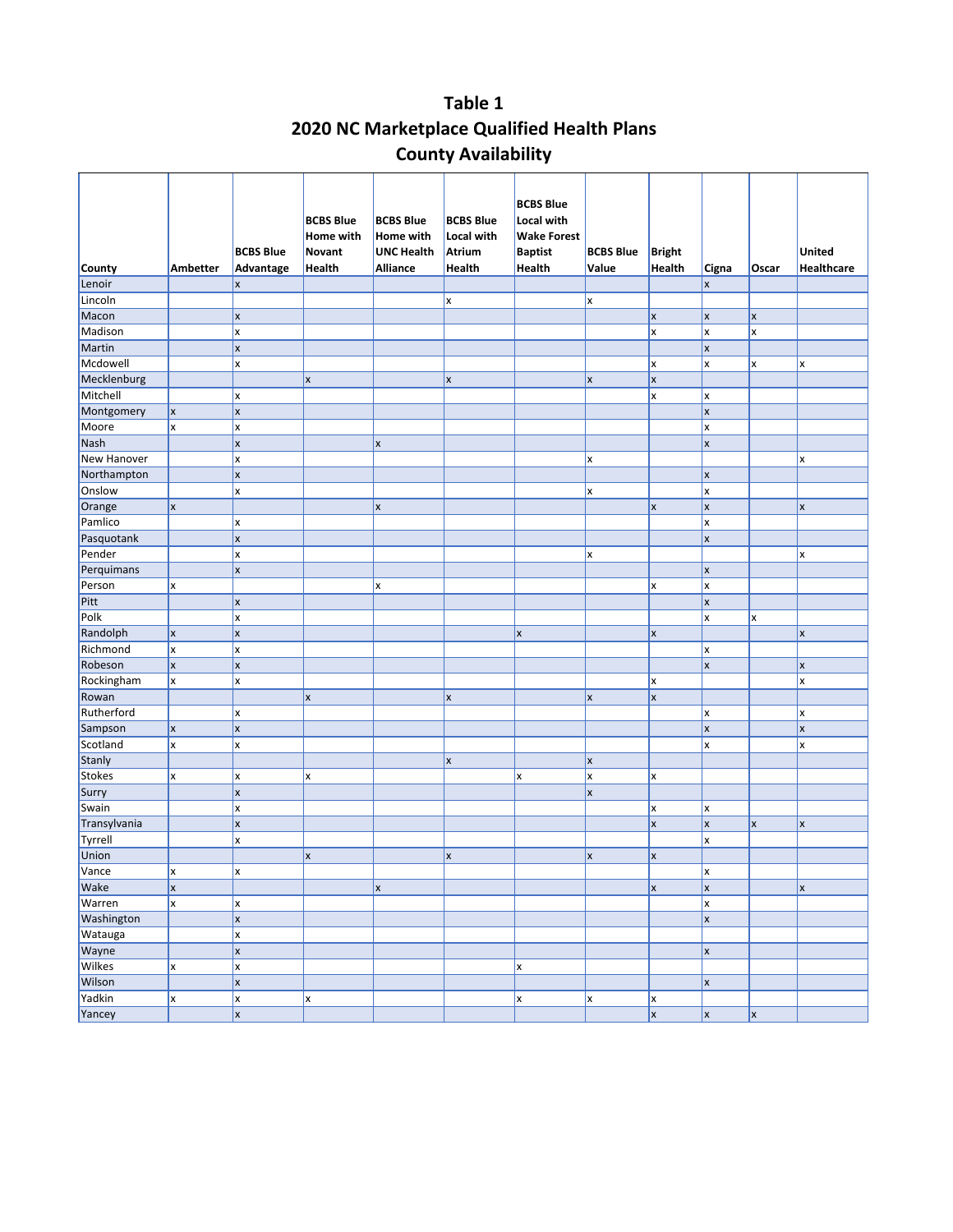# Table 1
## 2020 NC Marketplace Qualified Health Plans
## County Availability

| County | Ambetter | BCBS Blue Advantage | BCBS Blue Home with Novant Health | BCBS Blue Home with UNC Health Alliance | BCBS Blue Local with Atrium Health | BCBS Blue Local with Wake Forest Baptist Health | BCBS Blue Value | Bright Health | Cigna | Oscar | United Healthcare |
|---|---|---|---|---|---|---|---|---|---|---|---|
| Lenoir | | x | | | | | | | x | | |
| Lincoln | | | | | x | | x | | | | |
| Macon | | x | | | | | | x | x | x | |
| Madison | | x | | | | | | x | x | x | |
| Martin | | x | | | | | | | x | | |
| Mcdowell | | x | | | | | | x | x | x | x |
| Mecklenburg | | | x | | x | | x | x | | | |
| Mitchell | | x | | | | | | x | x | | |
| Montgomery | x | x | | | | | | | x | | |
| Moore | x | x | | | | | | | x | | |
| Nash | | x | | x | | | | | x | | |
| New Hanover | | x | | | | | x | | | | x |
| Northampton | | x | | | | | | | x | | |
| Onslow | | x | | | | | x | | x | | |
| Orange | x | | | x | | | | x | x | | x |
| Pamlico | | x | | | | | | | x | | |
| Pasquotank | | x | | | | | | | x | | |
| Pender | | x | | | | | x | | | | x |
| Perquimans | | x | | | | | | | x | | |
| Person | x | | | x | | | | x | x | | |
| Pitt | | x | | | | | | | x | | |
| Polk | | x | | | | | | | x | x | |
| Randolph | x | x | | | | x | | x | | | x |
| Richmond | x | x | | | | | | | x | | |
| Robeson | x | x | | | | | | | x | | x |
| Rockingham | x | x | | | | | | x | | | x |
| Rowan | | | x | | x | | x | x | | | |
| Rutherford | | x | | | | | | | x | | x |
| Sampson | x | x | | | | | | | x | | x |
| Scotland | x | x | | | | | | | x | | x |
| Stanly | | | | | x | | x | | | | |
| Stokes | x | x | x | | | x | x | x | | | |
| Surry | | x | | | | | x | | | | |
| Swain | | x | | | | | | x | x | | |
| Transylvania | | x | | | | | | x | x | x | x |
| Tyrrell | | x | | | | | | | x | | |
| Union | | | x | | x | | x | x | | | |
| Vance | x | x | | | | | | | x | | |
| Wake | x | | | x | | | | x | x | | x |
| Warren | x | x | | | | | | | x | | |
| Washington | | x | | | | | | | x | | |
| Watauga | | x | | | | | | | | | |
| Wayne | | x | | | | | | | x | | |
| Wilkes | x | x | | | | x | | | | | |
| Wilson | | x | | | | | | | x | | |
| Yadkin | x | x | x | | | x | x | x | | | |
| Yancey | | x | | | | | | x | x | x | |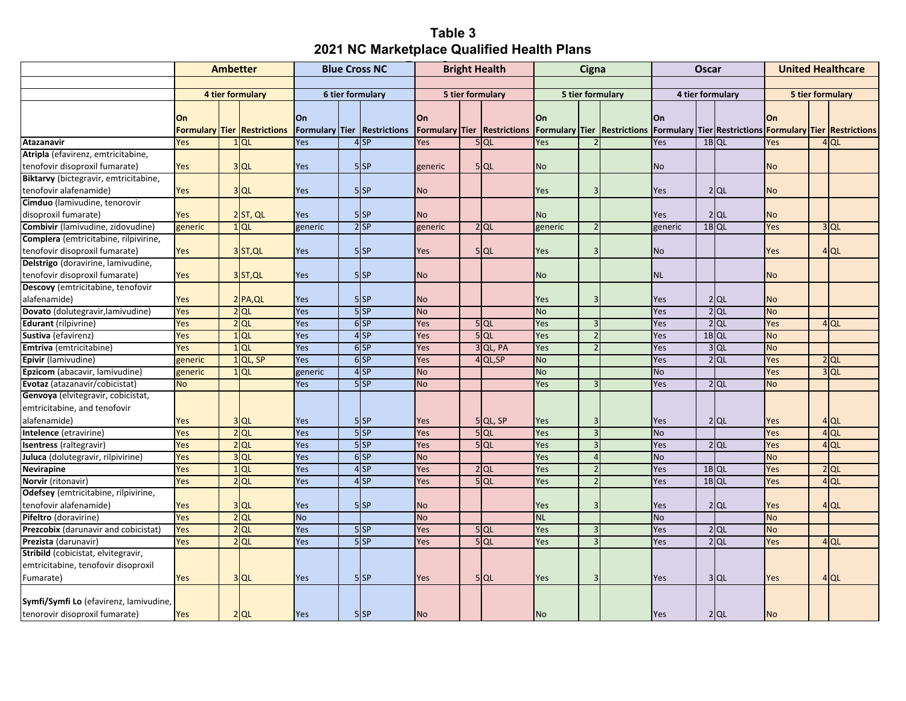**Table 3**
**2021 NC Marketplace Qualified Health Plans**

| | Ambetter | | | Blue Cross NC | | | Bright Health | | | Cigna | | | Oscar | | | United Healthcare | | |
|---|---|---|---|---|---|---|---|---|---|---|---|---|---|---|---|---|---|---|
| | 4 tier formulary | | | 6 tier formulary | | | 5 tier formulary | | | 5 tier formulary | | | 4 tier formulary | | | 5 tier formulary | | |
| | On Formulary | Tier | Restrictions | On Formulary | Tier | Restrictions | On Formulary | Tier | Restrictions | On Formulary | Tier | Restrictions | On Formulary | Tier | Restrictions | On Formulary | Tier | Restrictions |
| **Atazanavir** | Yes | 1 | QL | Yes | 4 | SP | Yes | 5 | QL | Yes | 2 | | Yes | 1B | QL | Yes | 4 | QL |
| **Atripla** (efavirenz, emtricitabine, tenofovir disoproxil fumarate) | Yes | 3 | QL | Yes | 5 | SP | generic | 5 | QL | No | | | No | | | No | | |
| **Biktarvy** (bictegravir, emtricitabine, tenofovir alafenamide) | Yes | 3 | QL | Yes | 5 | SP | No | | | Yes | 3 | | Yes | 2 | QL | No | | |
| **Cimduo** (lamivudine, tenorovir disoproxil fumarate) | Yes | 2 | ST, QL | Yes | 5 | SP | No | | | No | | | Yes | 2 | QL | No | | |
| **Combivir** (lamivudine, zidovudine) | generic | 1 | QL | generic | 2 | SP | generic | 2 | QL | generic | 2 | | generic | 1B | QL | Yes | 3 | QL |
| **Complera** (emtricitabine, rilpivirine, tenofovir disoproxil fumarate) | Yes | 3 | ST,QL | Yes | 5 | SP | Yes | 5 | QL | Yes | 3 | | No | | | Yes | 4 | QL |
| **Delstrigo** (doravirine, lamivudine, tenofovir disoproxil fumarate) | Yes | 3 | ST,QL | Yes | 5 | SP | No | | | No | | | NL | | | No | | |
| **Descovy** (emtricitabine, tenofovir alafenamide) | Yes | 2 | PA,QL | Yes | 5 | SP | No | | | Yes | 3 | | Yes | 2 | QL | No | | |
| **Dovato** (dolutegravir,lamivudine) | Yes | 2 | QL | Yes | 5 | SP | No | | | No | | | Yes | 2 | QL | No | | |
| **Edurant** (rilpivrine) | Yes | 2 | QL | Yes | 6 | SP | Yes | 5 | QL | Yes | 3 | | Yes | 2 | QL | Yes | 4 | QL |
| **Sustiva** (efavirenz) | Yes | 1 | QL | Yes | 4 | SP | Yes | 5 | QL | Yes | 2 | | Yes | 1B | QL | No | | |
| **Emtriva** (emtricitabine) | Yes | 1 | QL | Yes | 6 | SP | Yes | 3 | QL, PA | Yes | 2 | | Yes | 3 | QL | No | | |
| **Epivir** (lamivudine) | generic | 1 | QL, SP | Yes | 6 | SP | Yes | 4 | QL,SP | No | | | Yes | 2 | QL | Yes | 2 | QL |
| **Epzicom** (abacavir, lamivudine) | generic | 1 | QL | generic | 4 | SP | No | | | No | | | No | | | Yes | 3 | QL |
| **Evotaz** (atazanavir/cobicistat) | No | | | Yes | 5 | SP | No | | | Yes | 3 | | Yes | 2 | QL | No | | |
| **Genvoya** (elvitegravir, cobicistat, emtricitabine, and tenofovir alafenamide) | Yes | 3 | QL | Yes | 5 | SP | Yes | 5 | QL, SP | Yes | 3 | | Yes | 2 | QL | Yes | 4 | QL |
| **Intelence** (etravirine) | Yes | 2 | QL | Yes | 5 | SP | Yes | 5 | QL | Yes | 3 | | No | | | Yes | 4 | QL |
| **Isentress** (raltegravir) | Yes | 2 | QL | Yes | 5 | SP | Yes | 5 | QL | Yes | 3 | | Yes | 2 | QL | Yes | 4 | QL |
| **Juluca** (dolutegravir, rilpivirine) | Yes | 3 | QL | Yes | 6 | SP | No | | | Yes | 4 | | No | | | No | | |
| **Nevirapine** | Yes | 1 | QL | Yes | 4 | SP | Yes | 2 | QL | Yes | 2 | | Yes | 1B | QL | Yes | 2 | QL |
| **Norvir** (ritonavir) | Yes | 2 | QL | Yes | 4 | SP | Yes | 5 | QL | Yes | 2 | | Yes | 1B | QL | Yes | 4 | QL |
| **Odefsey** (emtricitabine, rilpivirine, tenofovir alafenamide) | Yes | 3 | QL | Yes | 5 | SP | No | | | Yes | 3 | | Yes | 2 | QL | Yes | 4 | QL |
| **Pifeltro** (doravirine) | Yes | 2 | QL | No | | | No | | | NL | | | No | | | No | | |
| **Prezcobix** (darunavir and cobicistat) | Yes | 2 | QL | Yes | 5 | SP | Yes | 5 | QL | Yes | 3 | | Yes | 2 | QL | No | | |
| **Prezista** (darunavir) | Yes | 2 | QL | Yes | 5 | SP | Yes | 5 | QL | Yes | 3 | | Yes | 2 | QL | Yes | 4 | QL |
| **Stribild** (cobicistat, elvitegravir, emtricitabine, tenofovir disoproxil Fumarate) | Yes | 3 | QL | Yes | 5 | SP | Yes | 5 | QL | Yes | 3 | | Yes | 3 | QL | Yes | 4 | QL |
| **Symfi/Symfi Lo** (efavirenz, lamivudine, tenorovir disoproxil fumarate) | Yes | 2 | QL | Yes | 5 | SP | No | | | No | | | Yes | 2 | QL | No | | |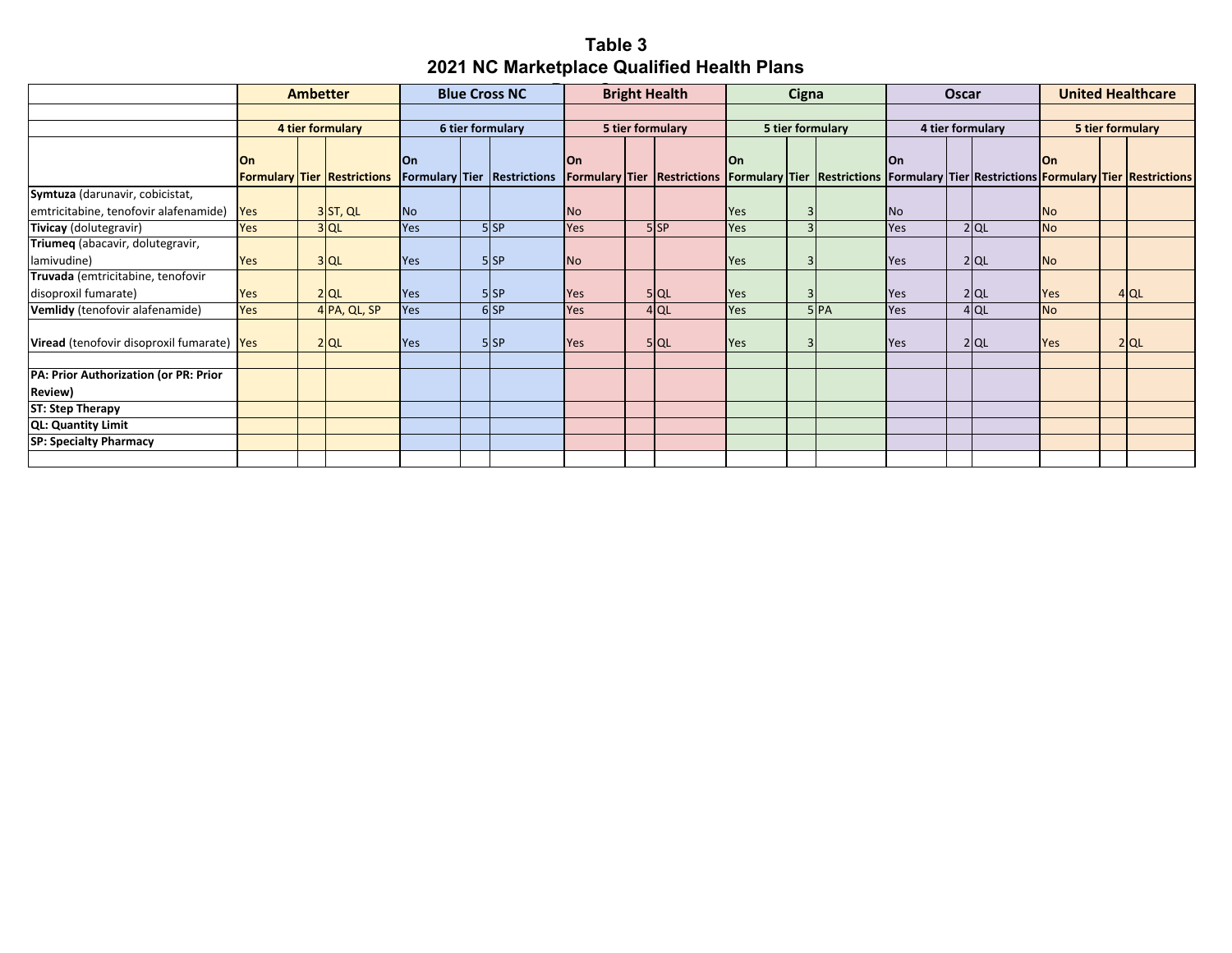# Table 3
## 2021 NC Marketplace Qualified Health Plans

| | Ambetter | | | Blue Cross NC | | | Bright Health | | | Cigna | | | Oscar | | | United Healthcare | | |
|---|---|---|---|---|---|---|---|---|---|---|---|---|---|---|---|---|---|---|
| | 4 tier formulary | | | 6 tier formulary | | | 5 tier formulary | | | 5 tier formulary | | | 4 tier formulary | | | 5 tier formulary | | |
| | On Formulary | Tier | Restrictions | On Formulary | Tier | Restrictions | On Formulary | Tier | Restrictions | On Formulary | Tier | Restrictions | On Formulary | Tier | Restrictions | On Formulary | Tier | Restrictions |
| **Symtuza** (darunavir, cobicistat, emtricitabine, tenofovir alafenamide) | Yes | 3 | ST, QL | No | | | No | | | Yes | 3 | | No | | | No | | |
| **Tivicay** (dolutegravir) | Yes | 3 | QL | Yes | 5 | SP | Yes | 5 | SP | Yes | 3 | | Yes | 2 | QL | No | | |
| **Triumeq** (abacavir, dolutegravir, lamivudine) | Yes | 3 | QL | Yes | 5 | SP | No | | | Yes | 3 | | Yes | 2 | QL | No | | |
| **Truvada** (emtricitabine, tenofovir disoproxil fumarate) | Yes | 2 | QL | Yes | 5 | SP | Yes | 5 | QL | Yes | 3 | | Yes | 2 | QL | Yes | 4 | QL |
| **Vemlidy** (tenofovir alafenamide) | Yes | 4 | PA, QL, SP | Yes | 6 | SP | Yes | 4 | QL | Yes | 5 | PA | Yes | 4 | QL | No | | |
| **Viread** (tenofovir disoproxil fumarate) | Yes | 2 | QL | Yes | 5 | SP | Yes | 5 | QL | Yes | 3 | | Yes | 2 | QL | Yes | 2 | QL |
| | | | | | | | | | | | | | | | | | | |
| **PA: Prior Authorization (or PR: Prior Review)** | | | | | | | | | | | | | | | | | | |
| **ST: Step Therapy** | | | | | | | | | | | | | | | | | | |
| **QL: Quantity Limit** | | | | | | | | | | | | | | | | | | |
| **SP: Specialty Pharmacy** | | | | | | | | | | | | | | | | | | |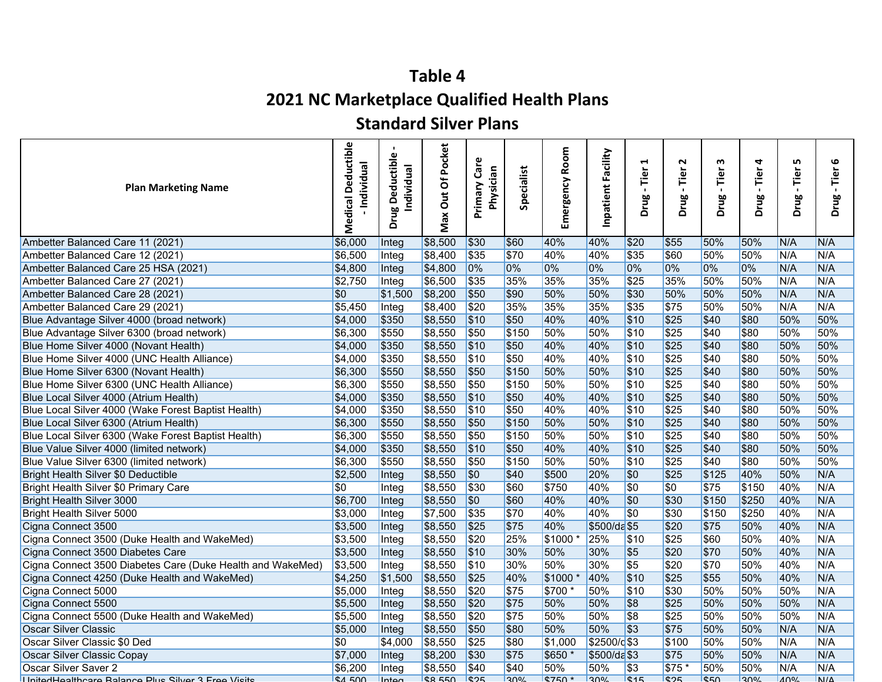# Table 4

## 2021 NC Marketplace Qualified Health Plans

## Standard Silver Plans

| Plan Marketing Name | Medical Deductible - Individual | Drug Deductible - Individual | Max Out Of Pocket | Primary Care Physician | Specialist | Emergency Room | Inpatient Facility | Drug - Tier 1 | Drug - Tier 2 | Drug - Tier 3 | Drug - Tier 4 | Drug - Tier 5 | Drug - Tier 6 |
|---|---|---|---|---|---|---|---|---|---|---|---|---|---|
| Ambetter Balanced Care 11 (2021) | $6,000 | Integ | $8,500 | $30 | $60 | 40% | 40% | $20 | $55 | 50% | 50% | N/A | N/A |
| Ambetter Balanced Care 12 (2021) | $6,500 | Integ | $8,400 | $35 | $70 | 40% | 40% | $35 | $60 | 50% | 50% | N/A | N/A |
| Ambetter Balanced Care 25 HSA (2021) | $4,800 | Integ | $4,800 | 0% | 0% | 0% | 0% | 0% | 0% | 0% | 0% | N/A | N/A |
| Ambetter Balanced Care 27 (2021) | $2,750 | Integ | $6,500 | $35 | 35% | 35% | 35% | $25 | 35% | 50% | 50% | N/A | N/A |
| Ambetter Balanced Care 28 (2021) | $0 | $1,500 | $8,200 | $50 | $90 | 50% | 50% | $30 | 50% | 50% | 50% | N/A | N/A |
| Ambetter Balanced Care 29 (2021) | $5,450 | Integ | $8,400 | $20 | 35% | 35% | 35% | $35 | $75 | 50% | 50% | N/A | N/A |
| Blue Advantage Silver 4000 (broad network) | $4,000 | $350 | $8,550 | $10 | $50 | 40% | 40% | $10 | $25 | $40 | $80 | 50% | 50% |
| Blue Advantage Silver 6300 (broad network) | $6,300 | $550 | $8,550 | $50 | $150 | 50% | 50% | $10 | $25 | $40 | $80 | 50% | 50% |
| Blue Home Silver 4000 (Novant Health) | $4,000 | $350 | $8,550 | $10 | $50 | 40% | 40% | $10 | $25 | $40 | $80 | 50% | 50% |
| Blue Home Silver 4000 (UNC Health Alliance) | $4,000 | $350 | $8,550 | $10 | $50 | 40% | 40% | $10 | $25 | $40 | $80 | 50% | 50% |
| Blue Home Silver 6300 (Novant Health) | $6,300 | $550 | $8,550 | $50 | $150 | 50% | 50% | $10 | $25 | $40 | $80 | 50% | 50% |
| Blue Home Silver 6300 (UNC Health Alliance) | $6,300 | $550 | $8,550 | $50 | $150 | 50% | 50% | $10 | $25 | $40 | $80 | 50% | 50% |
| Blue Local Silver 4000 (Atrium Health) | $4,000 | $350 | $8,550 | $10 | $50 | 40% | 40% | $10 | $25 | $40 | $80 | 50% | 50% |
| Blue Local Silver 4000 (Wake Forest Baptist Health) | $4,000 | $350 | $8,550 | $10 | $50 | 40% | 40% | $10 | $25 | $40 | $80 | 50% | 50% |
| Blue Local Silver 6300 (Atrium Health) | $6,300 | $550 | $8,550 | $50 | $150 | 50% | 50% | $10 | $25 | $40 | $80 | 50% | 50% |
| Blue Local Silver 6300 (Wake Forest Baptist Health) | $6,300 | $550 | $8,550 | $50 | $150 | 50% | 50% | $10 | $25 | $40 | $80 | 50% | 50% |
| Blue Value Silver 4000 (limited network) | $4,000 | $350 | $8,550 | $10 | $50 | 40% | 40% | $10 | $25 | $40 | $80 | 50% | 50% |
| Blue Value Silver 6300 (limited network) | $6,300 | $550 | $8,550 | $50 | $150 | 50% | 50% | $10 | $25 | $40 | $80 | 50% | 50% |
| Bright Health Silver $0 Deductible | $2,500 | Integ | $8,550 | $0 | $40 | $500 | 20% | $0 | $25 | $125 | 40% | 50% | N/A |
| Bright Health Silver $0 Primary Care | $0 | Integ | $8,550 | $30 | $60 | $750 | 40% | $0 | $0 | $75 | $150 | 40% | N/A |
| Bright Health Silver 3000 | $6,700 | Integ | $8,550 | $0 | $60 | 40% | 40% | $0 | $30 | $150 | $250 | 40% | N/A |
| Bright Health Silver 5000 | $3,000 | Integ | $7,500 | $35 | $70 | 40% | 40% | $0 | $30 | $150 | $250 | 40% | N/A |
| Cigna Connect 3500 | $3,500 | Integ | $8,550 | $25 | $75 | 40% | $500/da | $5 | $20 | $75 | 50% | 40% | N/A |
| Cigna Connect 3500 (Duke Health and WakeMed) | $3,500 | Integ | $8,550 | $20 | 25% | $1000 * | 25% | $10 | $25 | $60 | 50% | 40% | N/A |
| Cigna Connect 3500 Diabetes Care | $3,500 | Integ | $8,550 | $10 | 30% | 50% | 30% | $5 | $20 | $70 | 50% | 40% | N/A |
| Cigna Connect 3500 Diabetes Care (Duke Health and WakeMed) | $3,500 | Integ | $8,550 | $10 | 30% | 50% | 30% | $5 | $20 | $70 | 50% | 40% | N/A |
| Cigna Connect 4250 (Duke Health and WakeMed) | $4,250 | $1,500 | $8,550 | $25 | 40% | $1000 * | 40% | $10 | $25 | $55 | 50% | 40% | N/A |
| Cigna Connect 5000 | $5,000 | Integ | $8,550 | $20 | $75 | $700 * | 50% | $10 | $30 | 50% | 50% | 50% | N/A |
| Cigna Connect 5500 | $5,500 | Integ | $8,550 | $20 | $75 | 50% | 50% | $8 | $25 | 50% | 50% | 50% | N/A |
| Cigna Connect 5500 (Duke Health and WakeMed) | $5,500 | Integ | $8,550 | $20 | $75 | 50% | 50% | $8 | $25 | 50% | 50% | 50% | N/A |
| Oscar Silver Classic | $5,000 | Integ | $8,550 | $50 | $80 | 50% | 50% | $3 | $75 | 50% | 50% | N/A | N/A |
| Oscar Silver Classic $0 Ded | $0 | $4,000 | $8,550 | $25 | $80 | $1,000 | $2500/d | $3 | $100 | 50% | 50% | N/A | N/A |
| Oscar Silver Classic Copay | $7,000 | Integ | $8,200 | $30 | $75 | $650 * | $500/da | $3 | $75 | 50% | 50% | N/A | N/A |
| Oscar Silver Saver 2 | $6,200 | Integ | $8,550 | $40 | $40 | 50% | 50% | $3 | $75 * | 50% | 50% | N/A | N/A |
| UnitedHealthcare Balance Plus Silver 3 Free Visits | $4,500 | Integ | $8,550 | $25 | 30% | $750 * | 30% | $15 | $25 | $50 | 30% | 40% | N/A |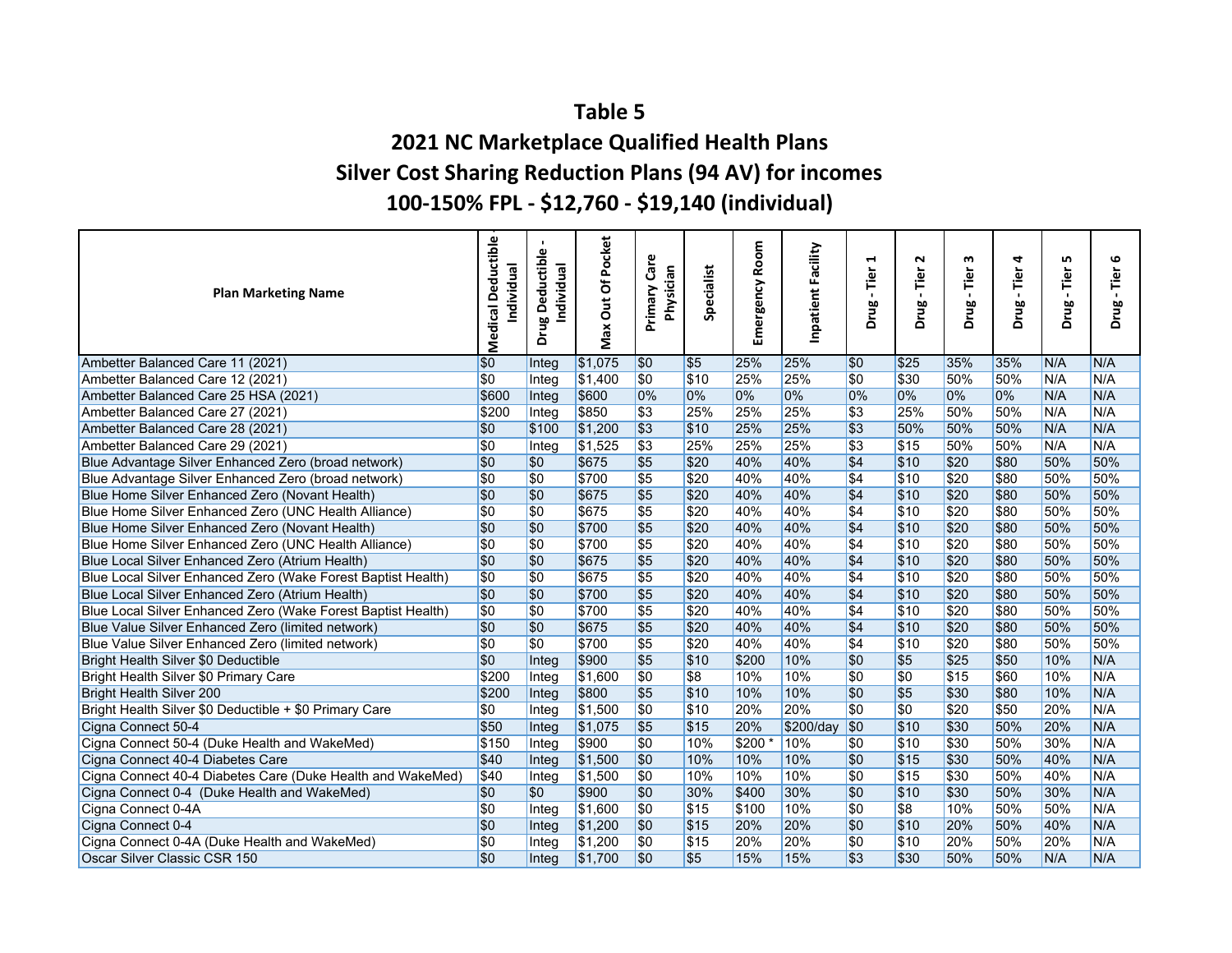# Table 5

## 2021 NC Marketplace Qualified Health Plans

## Silver Cost Sharing Reduction Plans (94 AV) for incomes

## 100-150% FPL - $12,760 - $19,140 (individual)

| Plan Marketing Name | Medical Deductible Individual | Drug Deductible - Individual | Max Out Of Pocket | Primary Care Physician | Specialist | Emergency Room | Inpatient Facility | Drug - Tier 1 | Drug - Tier 2 | Drug - Tier 3 | Drug - Tier 4 | Drug - Tier 5 | Drug - Tier 6 |
|---|---|---|---|---|---|---|---|---|---|---|---|---|---|
| Ambetter Balanced Care 11 (2021) | $0 | Integ | $1,075 | $0 | $5 | 25% | 25% | $0 | $25 | 35% | 35% | N/A | N/A |
| Ambetter Balanced Care 12 (2021) | $0 | Integ | $1,400 | $0 | $10 | 25% | 25% | $0 | $30 | 50% | 50% | N/A | N/A |
| Ambetter Balanced Care 25 HSA (2021) | $600 | Integ | $600 | 0% | 0% | 0% | 0% | 0% | 0% | 0% | 0% | N/A | N/A |
| Ambetter Balanced Care 27 (2021) | $200 | Integ | $850 | $3 | 25% | 25% | 25% | $3 | 25% | 50% | 50% | N/A | N/A |
| Ambetter Balanced Care 28 (2021) | $0 | $100 | $1,200 | $3 | $10 | 25% | 25% | $3 | 50% | 50% | 50% | N/A | N/A |
| Ambetter Balanced Care 29 (2021) | $0 | Integ | $1,525 | $3 | 25% | 25% | 25% | $3 | $15 | 50% | 50% | N/A | N/A |
| Blue Advantage Silver Enhanced Zero (broad network) | $0 | $0 | $675 | $5 | $20 | 40% | 40% | $4 | $10 | $20 | $80 | 50% | 50% |
| Blue Advantage Silver Enhanced Zero (broad network) | $0 | $0 | $700 | $5 | $20 | 40% | 40% | $4 | $10 | $20 | $80 | 50% | 50% |
| Blue Home Silver Enhanced Zero (Novant Health) | $0 | $0 | $675 | $5 | $20 | 40% | 40% | $4 | $10 | $20 | $80 | 50% | 50% |
| Blue Home Silver Enhanced Zero (UNC Health Alliance) | $0 | $0 | $675 | $5 | $20 | 40% | 40% | $4 | $10 | $20 | $80 | 50% | 50% |
| Blue Home Silver Enhanced Zero (Novant Health) | $0 | $0 | $700 | $5 | $20 | 40% | 40% | $4 | $10 | $20 | $80 | 50% | 50% |
| Blue Home Silver Enhanced Zero (UNC Health Alliance) | $0 | $0 | $700 | $5 | $20 | 40% | 40% | $4 | $10 | $20 | $80 | 50% | 50% |
| Blue Local Silver Enhanced Zero (Atrium Health) | $0 | $0 | $675 | $5 | $20 | 40% | 40% | $4 | $10 | $20 | $80 | 50% | 50% |
| Blue Local Silver Enhanced Zero (Wake Forest Baptist Health) | $0 | $0 | $675 | $5 | $20 | 40% | 40% | $4 | $10 | $20 | $80 | 50% | 50% |
| Blue Local Silver Enhanced Zero (Atrium Health) | $0 | $0 | $700 | $5 | $20 | 40% | 40% | $4 | $10 | $20 | $80 | 50% | 50% |
| Blue Local Silver Enhanced Zero (Wake Forest Baptist Health) | $0 | $0 | $700 | $5 | $20 | 40% | 40% | $4 | $10 | $20 | $80 | 50% | 50% |
| Blue Value Silver Enhanced Zero (limited network) | $0 | $0 | $675 | $5 | $20 | 40% | 40% | $4 | $10 | $20 | $80 | 50% | 50% |
| Blue Value Silver Enhanced Zero (limited network) | $0 | $0 | $700 | $5 | $20 | 40% | 40% | $4 | $10 | $20 | $80 | 50% | 50% |
| Bright Health Silver $0 Deductible | $0 | Integ | $900 | $5 | $10 | $200 | 10% | $0 | $5 | $25 | $50 | 10% | N/A |
| Bright Health Silver $0 Primary Care | $200 | Integ | $1,600 | $0 | $8 | 10% | 10% | $0 | $0 | $15 | $60 | 10% | N/A |
| Bright Health Silver 200 | $200 | Integ | $800 | $5 | $10 | 10% | 10% | $0 | $5 | $30 | $80 | 10% | N/A |
| Bright Health Silver $0 Deductible + $0 Primary Care | $0 | Integ | $1,500 | $0 | $10 | 20% | 20% | $0 | $0 | $20 | $50 | 20% | N/A |
| Cigna Connect 50-4 | $50 | Integ | $1,075 | $5 | $15 | 20% | $200/day | $0 | $10 | $30 | 50% | 20% | N/A |
| Cigna Connect 50-4 (Duke Health and WakeMed) | $150 | Integ | $900 | $0 | 10% | $200 * | 10% | $0 | $10 | $30 | 50% | 30% | N/A |
| Cigna Connect 40-4 Diabetes Care | $40 | Integ | $1,500 | $0 | 10% | 10% | 10% | $0 | $15 | $30 | 50% | 40% | N/A |
| Cigna Connect 40-4 Diabetes Care (Duke Health and WakeMed) | $40 | Integ | $1,500 | $0 | 10% | 10% | 10% | $0 | $15 | $30 | 50% | 40% | N/A |
| Cigna Connect 0-4 (Duke Health and WakeMed) | $0 | $0 | $900 | $0 | 30% | $400 | 30% | $0 | $10 | $30 | 50% | 30% | N/A |
| Cigna Connect 0-4A | $0 | Integ | $1,600 | $0 | $15 | $100 | 10% | $0 | $8 | 10% | 50% | 50% | N/A |
| Cigna Connect 0-4 | $0 | Integ | $1,200 | $0 | $15 | 20% | 20% | $0 | $10 | 20% | 50% | 40% | N/A |
| Cigna Connect 0-4A (Duke Health and WakeMed) | $0 | Integ | $1,200 | $0 | $15 | 20% | 20% | $0 | $10 | 20% | 50% | 20% | N/A |
| Oscar Silver Classic CSR 150 | $0 | Integ | $1,700 | $0 | $5 | 15% | 15% | $3 | $30 | 50% | 50% | N/A | N/A |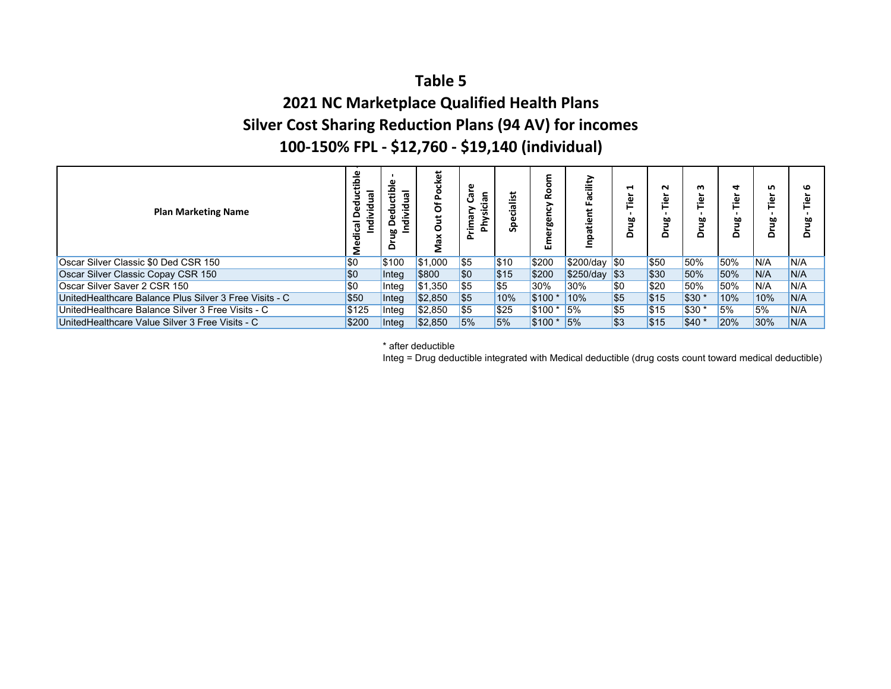# Table 5

## 2021 NC Marketplace Qualified Health Plans

## Silver Cost Sharing Reduction Plans (94 AV) for incomes

## 100-150% FPL - $12,760 - $19,140 (individual)

| Plan Marketing Name | Medical Deductible Individual | Drug Deductible - Individual | Max Out Of Pocket | Primary Care Physician | Specialist | Emergency Room | Inpatient Facility | Drug - Tier 1 | Drug - Tier 2 | Drug - Tier 3 | Drug - Tier 4 | Drug - Tier 5 | Drug - Tier 6 |
|---|---|---|---|---|---|---|---|---|---|---|---|---|---|
| Oscar Silver Classic $0 Ded CSR 150 | $0 | $100 | $1,000 | $5 | $10 | $200 | $200/day | $0 | $50 | 50% | 50% | N/A | N/A |
| Oscar Silver Classic Copay CSR 150 | $0 | Integ | $800 | $0 | $15 | $200 | $250/day | $3 | $30 | 50% | 50% | N/A | N/A |
| Oscar Silver Saver 2 CSR 150 | $0 | Integ | $1,350 | $5 | $5 | 30% | 30% | $0 | $20 | 50% | 50% | N/A | N/A |
| UnitedHealthcare Balance Plus Silver 3 Free Visits - C | $50 | Integ | $2,850 | $5 | 10% | $100 * | 10% | $5 | $15 | $30 * | 10% | 10% | N/A |
| UnitedHealthcare Balance Silver 3 Free Visits - C | $125 | Integ | $2,850 | $5 | $25 | $100 * | 5% | $5 | $15 | $30 * | 5% | 5% | N/A |
| UnitedHealthcare Value Silver 3 Free Visits - C | $200 | Integ | $2,850 | 5% | 5% | $100 * | 5% | $3 | $15 | $40 * | 20% | 30% | N/A |

* after deductible

Integ = Drug deductible integrated with Medical deductible (drug costs count toward medical deductible)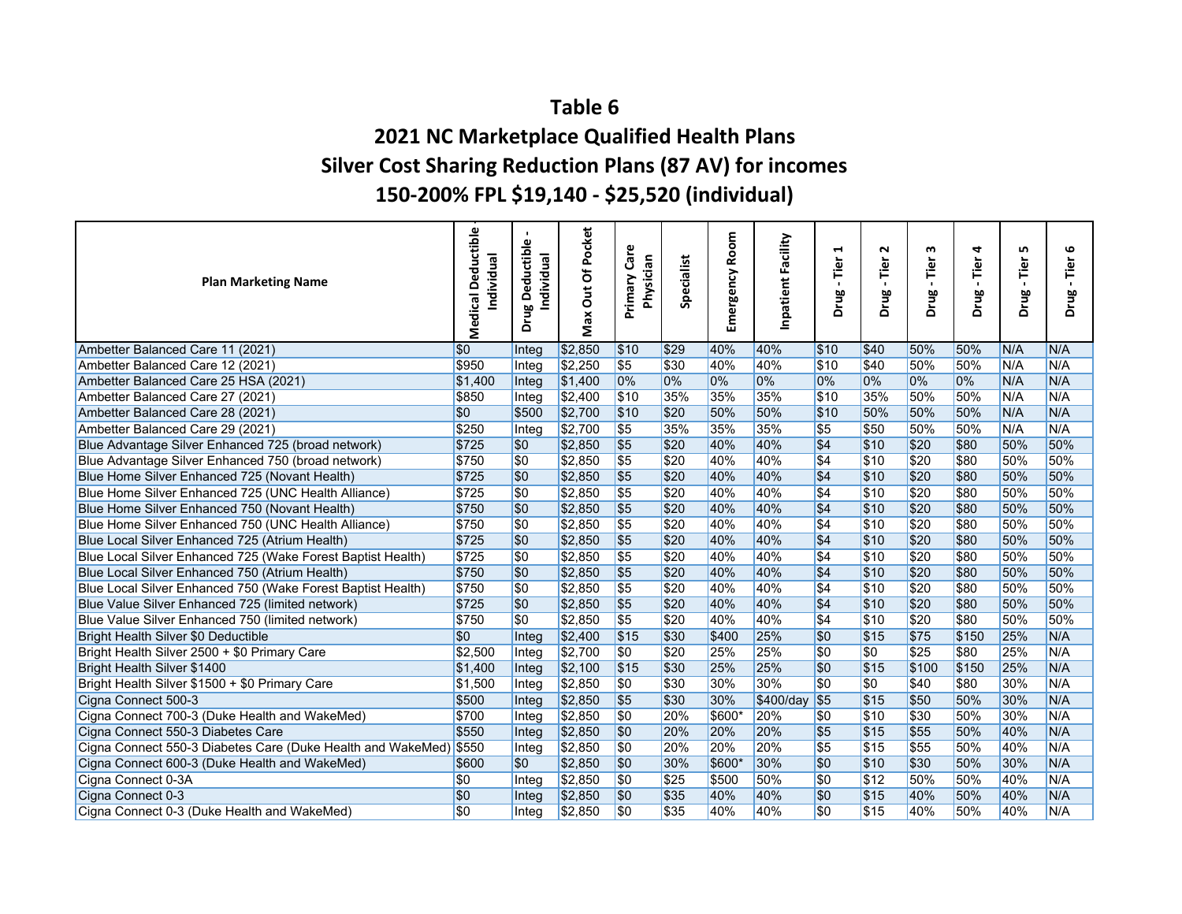# Table 6

## 2021 NC Marketplace Qualified Health Plans

## Silver Cost Sharing Reduction Plans (87 AV) for incomes

## 150-200% FPL $19,140 - $25,520 (individual)

| Plan Marketing Name | Medical Deductible Individual | Drug Deductible - Individual | Max Out Of Pocket | Primary Care Physician | Specialist | Emergency Room | Inpatient Facility | Drug - Tier 1 | Drug - Tier 2 | Drug - Tier 3 | Drug - Tier 4 | Drug - Tier 5 | Drug - Tier 6 |
|---|---|---|---|---|---|---|---|---|---|---|---|---|---|
| Ambetter Balanced Care 11 (2021) | $0 | Integ | $2,850 | $10 | $29 | 40% | 40% | $10 | $40 | 50% | 50% | N/A | N/A |
| Ambetter Balanced Care 12 (2021) | $950 | Integ | $2,250 | $5 | $30 | 40% | 40% | $10 | $40 | 50% | 50% | N/A | N/A |
| Ambetter Balanced Care 25 HSA (2021) | $1,400 | Integ | $1,400 | 0% | 0% | 0% | 0% | 0% | 0% | 0% | 0% | N/A | N/A |
| Ambetter Balanced Care 27 (2021) | $850 | Integ | $2,400 | $10 | 35% | 35% | 35% | $10 | 35% | 50% | 50% | N/A | N/A |
| Ambetter Balanced Care 28 (2021) | $0 | $500 | $2,700 | $10 | $20 | 50% | 50% | $10 | 50% | 50% | 50% | N/A | N/A |
| Ambetter Balanced Care 29 (2021) | $250 | Integ | $2,700 | $5 | 35% | 35% | 35% | $5 | $50 | 50% | 50% | N/A | N/A |
| Blue Advantage Silver Enhanced 725 (broad network) | $725 | $0 | $2,850 | $5 | $20 | 40% | 40% | $4 | $10 | $20 | $80 | 50% | 50% |
| Blue Advantage Silver Enhanced 750 (broad network) | $750 | $0 | $2,850 | $5 | $20 | 40% | 40% | $4 | $10 | $20 | $80 | 50% | 50% |
| Blue Home Silver Enhanced 725 (Novant Health) | $725 | $0 | $2,850 | $5 | $20 | 40% | 40% | $4 | $10 | $20 | $80 | 50% | 50% |
| Blue Home Silver Enhanced 725 (UNC Health Alliance) | $725 | $0 | $2,850 | $5 | $20 | 40% | 40% | $4 | $10 | $20 | $80 | 50% | 50% |
| Blue Home Silver Enhanced 750 (Novant Health) | $750 | $0 | $2,850 | $5 | $20 | 40% | 40% | $4 | $10 | $20 | $80 | 50% | 50% |
| Blue Home Silver Enhanced 750 (UNC Health Alliance) | $750 | $0 | $2,850 | $5 | $20 | 40% | 40% | $4 | $10 | $20 | $80 | 50% | 50% |
| Blue Local Silver Enhanced 725 (Atrium Health) | $725 | $0 | $2,850 | $5 | $20 | 40% | 40% | $4 | $10 | $20 | $80 | 50% | 50% |
| Blue Local Silver Enhanced 725 (Wake Forest Baptist Health) | $725 | $0 | $2,850 | $5 | $20 | 40% | 40% | $4 | $10 | $20 | $80 | 50% | 50% |
| Blue Local Silver Enhanced 750 (Atrium Health) | $750 | $0 | $2,850 | $5 | $20 | 40% | 40% | $4 | $10 | $20 | $80 | 50% | 50% |
| Blue Local Silver Enhanced 750 (Wake Forest Baptist Health) | $750 | $0 | $2,850 | $5 | $20 | 40% | 40% | $4 | $10 | $20 | $80 | 50% | 50% |
| Blue Value Silver Enhanced 725 (limited network) | $725 | $0 | $2,850 | $5 | $20 | 40% | 40% | $4 | $10 | $20 | $80 | 50% | 50% |
| Blue Value Silver Enhanced 750 (limited network) | $750 | $0 | $2,850 | $5 | $20 | 40% | 40% | $4 | $10 | $20 | $80 | 50% | 50% |
| Bright Health Silver $0 Deductible | $0 | Integ | $2,400 | $15 | $30 | $400 | 25% | $0 | $15 | $75 | $150 | 25% | N/A |
| Bright Health Silver 2500 + $0 Primary Care | $2,500 | Integ | $2,700 | $0 | $20 | 25% | 25% | $0 | $0 | $25 | $80 | 25% | N/A |
| Bright Health Silver $1400 | $1,400 | Integ | $2,100 | $15 | $30 | 25% | 25% | $0 | $15 | $100 | $150 | 25% | N/A |
| Bright Health Silver $1500 + $0 Primary Care | $1,500 | Integ | $2,850 | $0 | $30 | 30% | 30% | $0 | $0 | $40 | $80 | 30% | N/A |
| Cigna Connect 500-3 | $500 | Integ | $2,850 | $5 | $30 | 30% | $400/day | $5 | $15 | $50 | 50% | 30% | N/A |
| Cigna Connect 700-3 (Duke Health and WakeMed) | $700 | Integ | $2,850 | $0 | 20% | $600* | 20% | $0 | $10 | $30 | 50% | 30% | N/A |
| Cigna Connect 550-3 Diabetes Care | $550 | Integ | $2,850 | $0 | 20% | 20% | 20% | $5 | $15 | $55 | 50% | 40% | N/A |
| Cigna Connect 550-3 Diabetes Care (Duke Health and WakeMed) | $550 | Integ | $2,850 | $0 | 20% | 20% | 20% | $5 | $15 | $55 | 50% | 40% | N/A |
| Cigna Connect 600-3 (Duke Health and WakeMed) | $600 | $0 | $2,850 | $0 | 30% | $600* | 30% | $0 | $10 | $30 | 50% | 30% | N/A |
| Cigna Connect 0-3A | $0 | Integ | $2,850 | $0 | $25 | $500 | 50% | $0 | $12 | 50% | 50% | 40% | N/A |
| Cigna Connect 0-3 | $0 | Integ | $2,850 | $0 | $35 | 40% | 40% | $0 | $15 | 40% | 50% | 40% | N/A |
| Cigna Connect 0-3 (Duke Health and WakeMed) | $0 | Integ | $2,850 | $0 | $35 | 40% | 40% | $0 | $15 | 40% | 50% | 40% | N/A |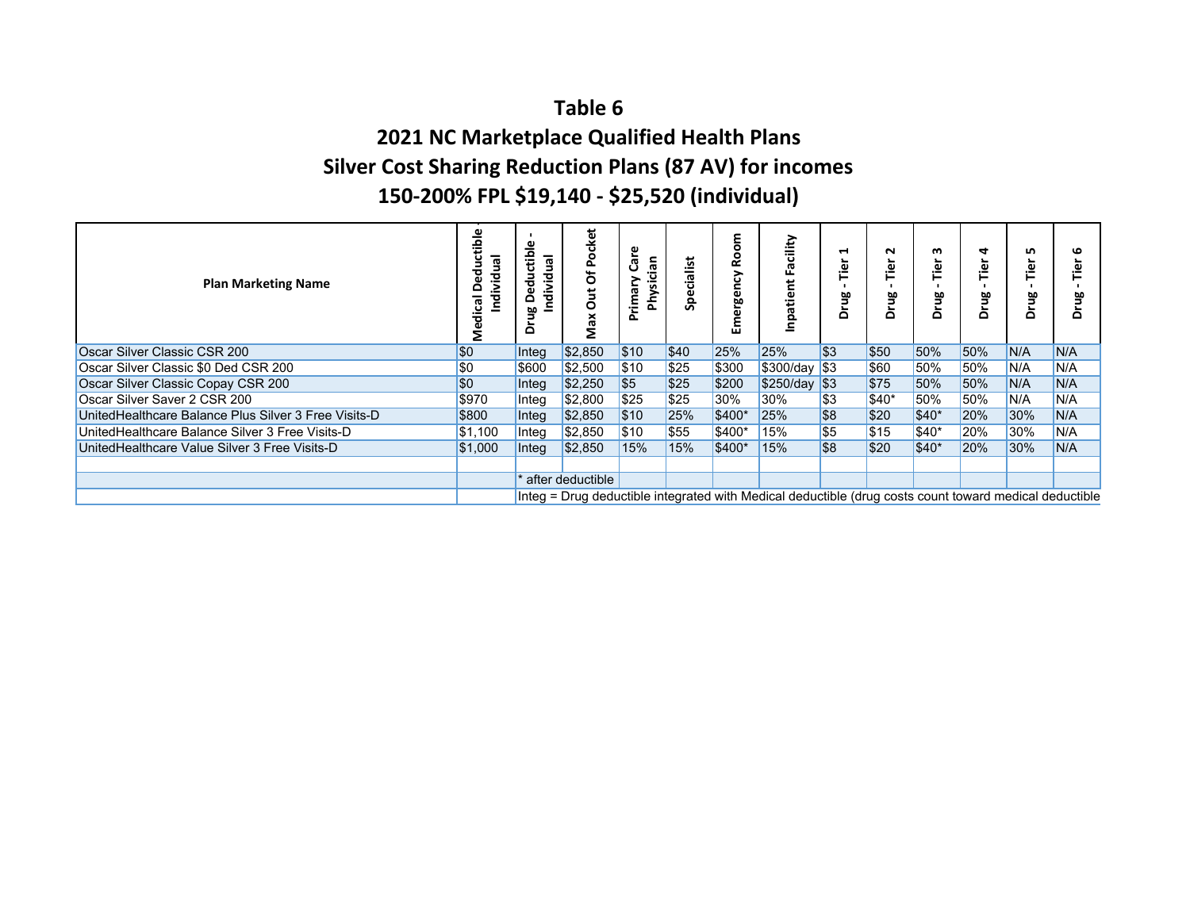# Table 6

## 2021 NC Marketplace Qualified Health Plans

## Silver Cost Sharing Reduction Plans (87 AV) for incomes

## 150-200% FPL $19,140 - $25,520 (individual)

| Plan Marketing Name | Medical Deductible - Individual | Drug Deductible - Individual | Max Out Of Pocket | Primary Care Physician | Specialist | Emergency Room | Inpatient Facility | Drug - Tier 1 | Drug - Tier 2 | Drug - Tier 3 | Drug - Tier 4 | Drug - Tier 5 | Drug - Tier 6 |
|---|---|---|---|---|---|---|---|---|---|---|---|---|---|
| Oscar Silver Classic CSR 200 | $0 | Integ | $2,850 | $10 | $40 | 25% | 25% | $3 | $50 | 50% | 50% | N/A | N/A |
| Oscar Silver Classic $0 Ded CSR 200 | $0 | $600 | $2,500 | $10 | $25 | $300 | $300/day | $3 | $60 | 50% | 50% | N/A | N/A |
| Oscar Silver Classic Copay CSR 200 | $0 | Integ | $2,250 | $5 | $25 | $200 | $250/day | $3 | $75 | 50% | 50% | N/A | N/A |
| Oscar Silver Saver 2 CSR 200 | $970 | Integ | $2,800 | $25 | $25 | 30% | 30% | $3 | $40* | 50% | 50% | N/A | N/A |
| UnitedHealthcare Balance Plus Silver 3 Free Visits-D | $800 | Integ | $2,850 | $10 | 25% | $400* | 25% | $8 | $20 | $40* | 20% | 30% | N/A |
| UnitedHealthcare Balance Silver 3 Free Visits-D | $1,100 | Integ | $2,850 | $10 | $55 | $400* | 15% | $5 | $15 | $40* | 20% | 30% | N/A |
| UnitedHealthcare Value Silver 3 Free Visits-D | $1,000 | Integ | $2,850 | 15% | 15% | $400* | 15% | $8 | $20 | $40* | 20% | 30% | N/A |

\* after deductible

Integ = Drug deductible integrated with Medical deductible (drug costs count toward medical deductible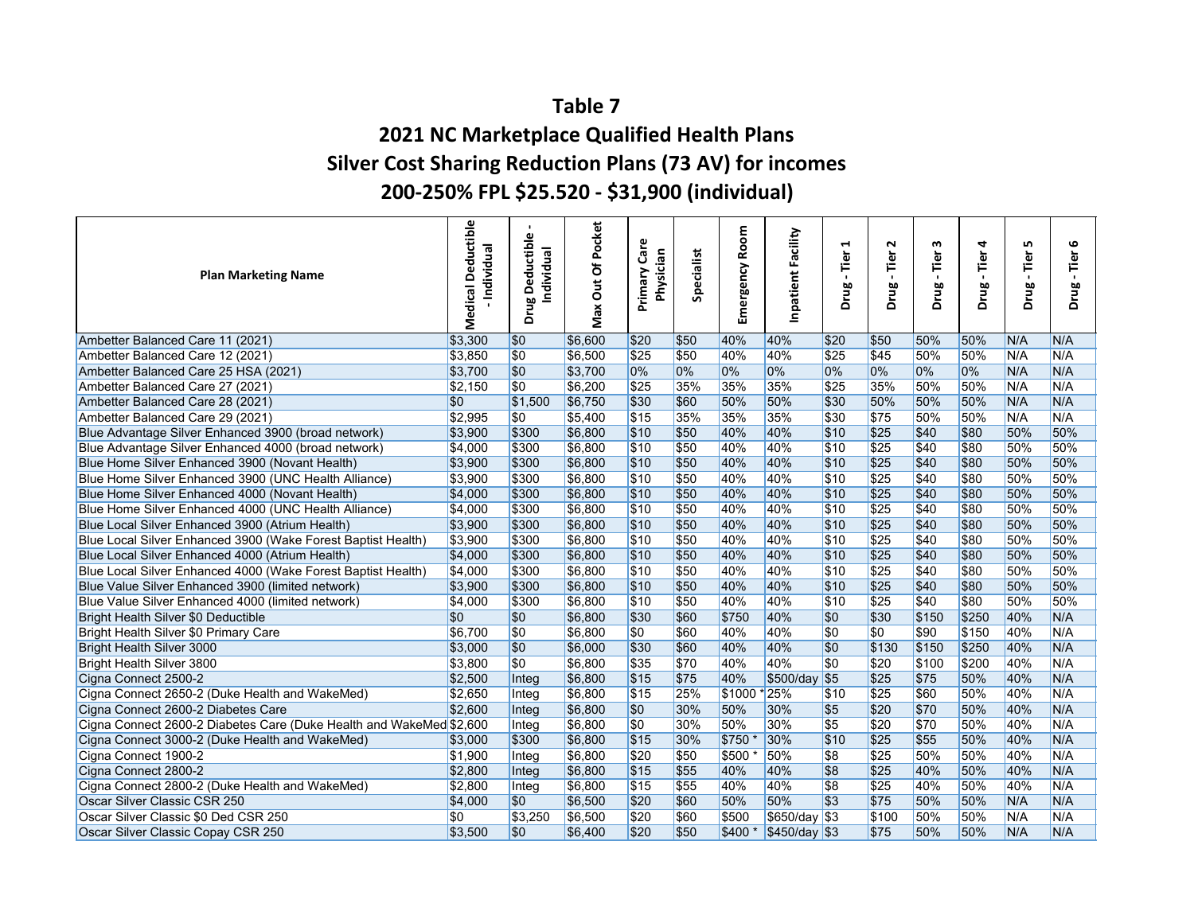# Table 7

## 2021 NC Marketplace Qualified Health Plans

## Silver Cost Sharing Reduction Plans (73 AV) for incomes

## 200-250% FPL $25.520 - $31,900 (individual)

| Plan Marketing Name | Medical Deductible - Individual | Drug Deductible - Individual | Max Out Of Pocket | Primary Care Physician | Specialist | Emergency Room | Inpatient Facility | Drug - Tier 1 | Drug - Tier 2 | Drug - Tier 3 | Drug - Tier 4 | Drug - Tier 5 | Drug - Tier 6 |
|---|---|---|---|---|---|---|---|---|---|---|---|---|---|
| Ambetter Balanced Care 11 (2021) | $3,300 | $0 | $6,600 | $20 | $50 | 40% | 40% | $20 | $50 | 50% | 50% | N/A | N/A |
| Ambetter Balanced Care 12 (2021) | $3,850 | $0 | $6,500 | $25 | $50 | 40% | 40% | $25 | $45 | 50% | 50% | N/A | N/A |
| Ambetter Balanced Care 25 HSA (2021) | $3,700 | $0 | $3,700 | 0% | 0% | 0% | 0% | 0% | 0% | 0% | 0% | N/A | N/A |
| Ambetter Balanced Care 27 (2021) | $2,150 | $0 | $6,200 | $25 | 35% | 35% | 35% | $25 | 35% | 50% | 50% | N/A | N/A |
| Ambetter Balanced Care 28 (2021) | $0 | $1,500 | $6,750 | $30 | $60 | 50% | 50% | $30 | 50% | 50% | 50% | N/A | N/A |
| Ambetter Balanced Care 29 (2021) | $2,995 | $0 | $5,400 | $15 | 35% | 35% | 35% | $30 | $75 | 50% | 50% | N/A | N/A |
| Blue Advantage Silver Enhanced 3900 (broad network) | $3,900 | $300 | $6,800 | $10 | $50 | 40% | 40% | $10 | $25 | $40 | $80 | 50% | 50% |
| Blue Advantage Silver Enhanced 4000 (broad network) | $4,000 | $300 | $6,800 | $10 | $50 | 40% | 40% | $10 | $25 | $40 | $80 | 50% | 50% |
| Blue Home Silver Enhanced 3900 (Novant Health) | $3,900 | $300 | $6,800 | $10 | $50 | 40% | 40% | $10 | $25 | $40 | $80 | 50% | 50% |
| Blue Home Silver Enhanced 3900 (UNC Health Alliance) | $3,900 | $300 | $6,800 | $10 | $50 | 40% | 40% | $10 | $25 | $40 | $80 | 50% | 50% |
| Blue Home Silver Enhanced 4000 (Novant Health) | $4,000 | $300 | $6,800 | $10 | $50 | 40% | 40% | $10 | $25 | $40 | $80 | 50% | 50% |
| Blue Home Silver Enhanced 4000 (UNC Health Alliance) | $4,000 | $300 | $6,800 | $10 | $50 | 40% | 40% | $10 | $25 | $40 | $80 | 50% | 50% |
| Blue Local Silver Enhanced 3900 (Atrium Health) | $3,900 | $300 | $6,800 | $10 | $50 | 40% | 40% | $10 | $25 | $40 | $80 | 50% | 50% |
| Blue Local Silver Enhanced 3900 (Wake Forest Baptist Health) | $3,900 | $300 | $6,800 | $10 | $50 | 40% | 40% | $10 | $25 | $40 | $80 | 50% | 50% |
| Blue Local Silver Enhanced 4000 (Atrium Health) | $4,000 | $300 | $6,800 | $10 | $50 | 40% | 40% | $10 | $25 | $40 | $80 | 50% | 50% |
| Blue Local Silver Enhanced 4000 (Wake Forest Baptist Health) | $4,000 | $300 | $6,800 | $10 | $50 | 40% | 40% | $10 | $25 | $40 | $80 | 50% | 50% |
| Blue Value Silver Enhanced 3900 (limited network) | $3,900 | $300 | $6,800 | $10 | $50 | 40% | 40% | $10 | $25 | $40 | $80 | 50% | 50% |
| Blue Value Silver Enhanced 4000 (limited network) | $4,000 | $300 | $6,800 | $10 | $50 | 40% | 40% | $10 | $25 | $40 | $80 | 50% | 50% |
| Bright Health Silver $0 Deductible | $0 | $0 | $6,800 | $30 | $60 | $750 | 40% | $0 | $30 | $150 | $250 | 40% | N/A |
| Bright Health Silver $0 Primary Care | $6,700 | $0 | $6,800 | $0 | $60 | 40% | 40% | $0 | $0 | $90 | $150 | 40% | N/A |
| Bright Health Silver 3000 | $3,000 | $0 | $6,000 | $30 | $60 | 40% | 40% | $0 | $130 | $150 | $250 | 40% | N/A |
| Bright Health Silver 3800 | $3,800 | $0 | $6,800 | $35 | $70 | 40% | 40% | $0 | $20 | $100 | $200 | 40% | N/A |
| Cigna Connect 2500-2 | $2,500 | Integ | $6,800 | $15 | $75 | 40% | $500/day | $5 | $25 | $75 | 50% | 40% | N/A |
| Cigna Connect 2650-2 (Duke Health and WakeMed) | $2,650 | Integ | $6,800 | $15 | 25% | $1000 * | 25% | $10 | $25 | $60 | 50% | 40% | N/A |
| Cigna Connect 2600-2 Diabetes Care | $2,600 | Integ | $6,800 | $0 | 30% | 50% | 30% | $5 | $20 | $70 | 50% | 40% | N/A |
| Cigna Connect 2600-2 Diabetes Care (Duke Health and WakeMed | $2,600 | Integ | $6,800 | $0 | 30% | 50% | 30% | $5 | $20 | $70 | 50% | 40% | N/A |
| Cigna Connect 3000-2 (Duke Health and WakeMed) | $3,000 | $300 | $6,800 | $15 | 30% | $750 * | 30% | $10 | $25 | $55 | 50% | 40% | N/A |
| Cigna Connect 1900-2 | $1,900 | Integ | $6,800 | $20 | $50 | $500 * | 50% | $8 | $25 | 50% | 50% | 40% | N/A |
| Cigna Connect 2800-2 | $2,800 | Integ | $6,800 | $15 | $55 | 40% | 40% | $8 | $25 | 40% | 50% | 40% | N/A |
| Cigna Connect 2800-2 (Duke Health and WakeMed) | $2,800 | Integ | $6,800 | $15 | $55 | 40% | 40% | $8 | $25 | 40% | 50% | 40% | N/A |
| Oscar Silver Classic CSR 250 | $4,000 | $0 | $6,500 | $20 | $60 | 50% | 50% | $3 | $75 | 50% | 50% | N/A | N/A |
| Oscar Silver Classic $0 Ded CSR 250 | $0 | $3,250 | $6,500 | $20 | $60 | $500 | $650/day | $3 | $100 | 50% | 50% | N/A | N/A |
| Oscar Silver Classic Copay CSR 250 | $3,500 | $0 | $6,400 | $20 | $50 | $400 * | $450/day | $3 | $75 | 50% | 50% | N/A | N/A |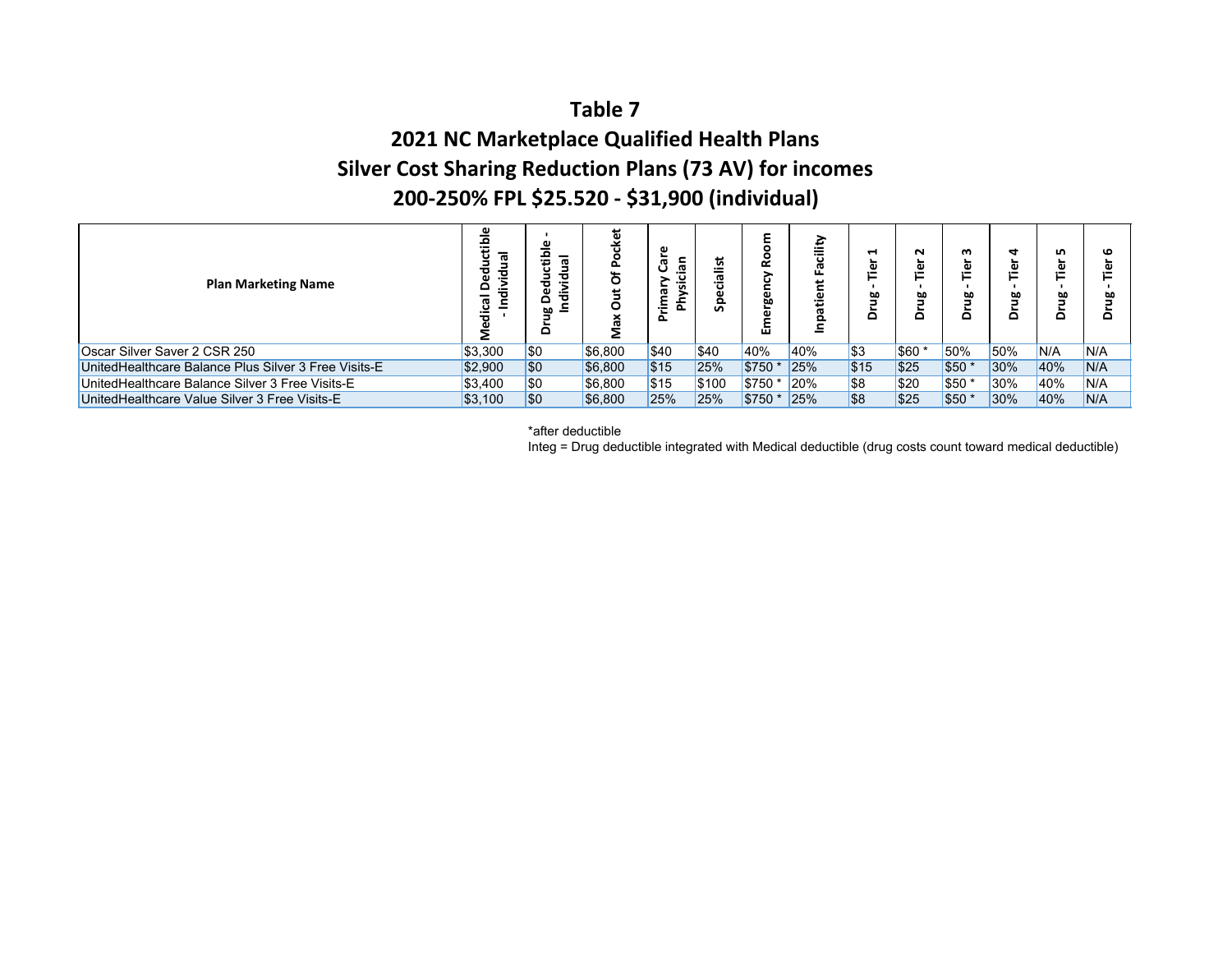# Table 7

## 2021 NC Marketplace Qualified Health Plans

## Silver Cost Sharing Reduction Plans (73 AV) for incomes

## 200-250% FPL $25.520 - $31,900 (individual)

| Plan Marketing Name | Medical Deductible - Individual | Drug Deductible - Individual | Max Out Of Pocket | Primary Care Physician | Specialist | Emergency Room | Inpatient Facility | Drug - Tier 1 | Drug - Tier 2 | Drug - Tier 3 | Drug - Tier 4 | Drug - Tier 5 | Drug - Tier 6 |
|---|---|---|---|---|---|---|---|---|---|---|---|---|---|
| Oscar Silver Saver 2 CSR 250 | $3,300 | $0 | $6,800 | $40 | $40 | 40% | 40% | $3 | $60 * | 50% | 50% | N/A | N/A |
| UnitedHealthcare Balance Plus Silver 3 Free Visits-E | $2,900 | $0 | $6,800 | $15 | 25% | $750 * | 25% | $15 | $25 | $50 * | 30% | 40% | N/A |
| UnitedHealthcare Balance Silver 3 Free Visits-E | $3,400 | $0 | $6,800 | $15 | $100 | $750 * | 20% | $8 | $20 | $50 * | 30% | 40% | N/A |
| UnitedHealthcare Value Silver 3 Free Visits-E | $3,100 | $0 | $6,800 | 25% | 25% | $750 * | 25% | $8 | $25 | $50 * | 30% | 40% | N/A |

*after deductible

Integ = Drug deductible integrated with Medical deductible (drug costs count toward medical deductible)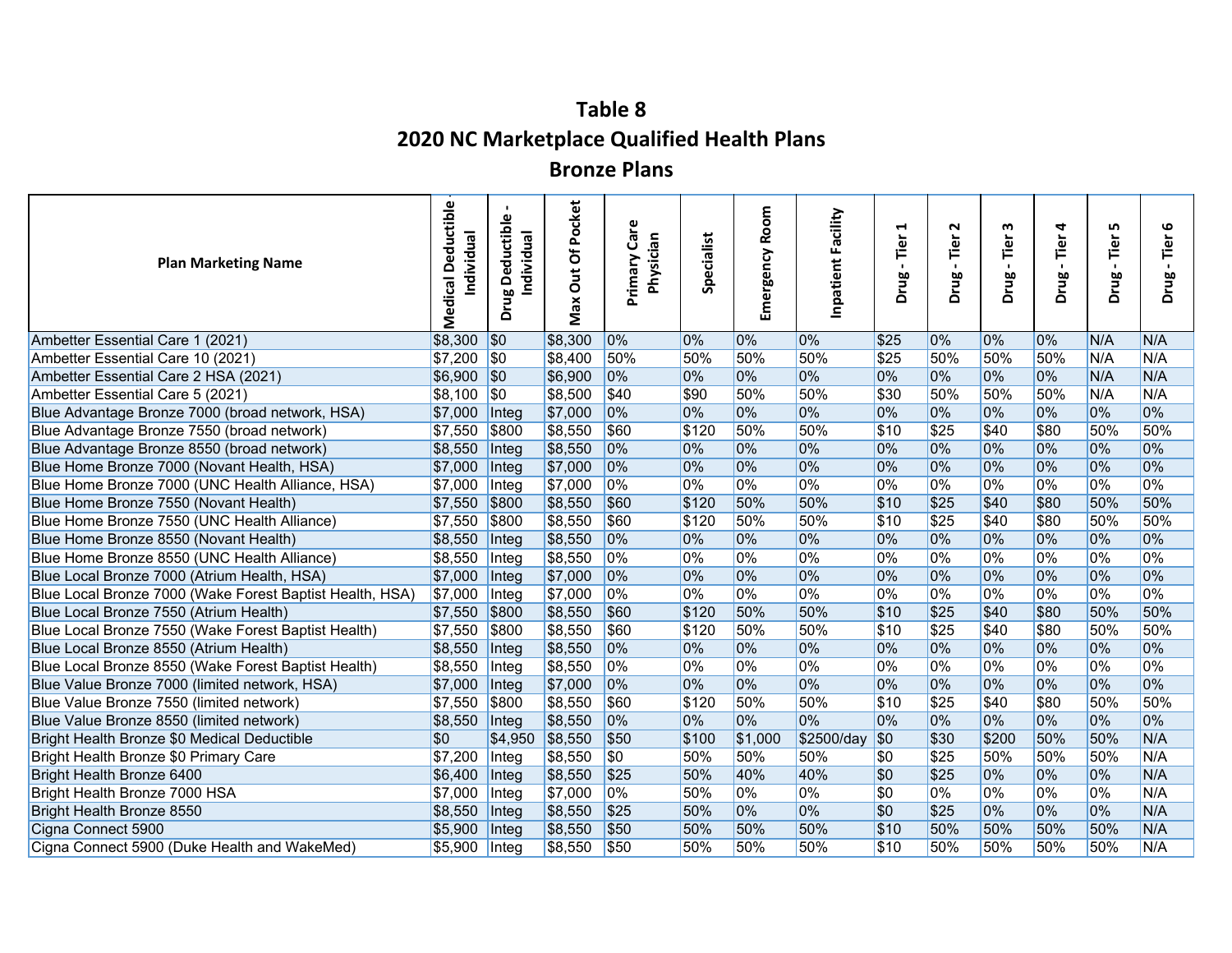# Table 8

## 2020 NC Marketplace Qualified Health Plans

### Bronze Plans

| Plan Marketing Name | Medical Deductible - Individual | Drug Deductible - Individual | Max Out Of Pocket | Primary Care Physician | Specialist | Emergency Room | Inpatient Facility | Drug - Tier 1 | Drug - Tier 2 | Drug - Tier 3 | Drug - Tier 4 | Drug - Tier 5 | Drug - Tier 6 |
|---|---|---|---|---|---|---|---|---|---|---|---|---|---|
| Ambetter Essential Care 1 (2021) | $8,300 | $0 | $8,300 | 0% | 0% | 0% | 0% | $25 | 0% | 0% | 0% | N/A | N/A |
| Ambetter Essential Care 10 (2021) | $7,200 | $0 | $8,400 | 50% | 50% | 50% | 50% | $25 | 50% | 50% | 50% | N/A | N/A |
| Ambetter Essential Care 2 HSA (2021) | $6,900 | $0 | $6,900 | 0% | 0% | 0% | 0% | 0% | 0% | 0% | 0% | N/A | N/A |
| Ambetter Essential Care 5 (2021) | $8,100 | $0 | $8,500 | $40 | $90 | 50% | 50% | $30 | 50% | 50% | 50% | N/A | N/A |
| Blue Advantage Bronze 7000 (broad network, HSA) | $7,000 | Integ | $7,000 | 0% | 0% | 0% | 0% | 0% | 0% | 0% | 0% | 0% | 0% |
| Blue Advantage Bronze 7550 (broad network) | $7,550 | $800 | $8,550 | $60 | $120 | 50% | 50% | $10 | $25 | $40 | $80 | 50% | 50% |
| Blue Advantage Bronze 8550 (broad network) | $8,550 | Integ | $8,550 | 0% | 0% | 0% | 0% | 0% | 0% | 0% | 0% | 0% | 0% |
| Blue Home Bronze 7000 (Novant Health, HSA) | $7,000 | Integ | $7,000 | 0% | 0% | 0% | 0% | 0% | 0% | 0% | 0% | 0% | 0% |
| Blue Home Bronze 7000 (UNC Health Alliance, HSA) | $7,000 | Integ | $7,000 | 0% | 0% | 0% | 0% | 0% | 0% | 0% | 0% | 0% | 0% |
| Blue Home Bronze 7550 (Novant Health) | $7,550 | $800 | $8,550 | $60 | $120 | 50% | 50% | $10 | $25 | $40 | $80 | 50% | 50% |
| Blue Home Bronze 7550 (UNC Health Alliance) | $7,550 | $800 | $8,550 | $60 | $120 | 50% | 50% | $10 | $25 | $40 | $80 | 50% | 50% |
| Blue Home Bronze 8550 (Novant Health) | $8,550 | Integ | $8,550 | 0% | 0% | 0% | 0% | 0% | 0% | 0% | 0% | 0% | 0% |
| Blue Home Bronze 8550 (UNC Health Alliance) | $8,550 | Integ | $8,550 | 0% | 0% | 0% | 0% | 0% | 0% | 0% | 0% | 0% | 0% |
| Blue Local Bronze 7000 (Atrium Health, HSA) | $7,000 | Integ | $7,000 | 0% | 0% | 0% | 0% | 0% | 0% | 0% | 0% | 0% | 0% |
| Blue Local Bronze 7000 (Wake Forest Baptist Health, HSA) | $7,000 | Integ | $7,000 | 0% | 0% | 0% | 0% | 0% | 0% | 0% | 0% | 0% | 0% |
| Blue Local Bronze 7550 (Atrium Health) | $7,550 | $800 | $8,550 | $60 | $120 | 50% | 50% | $10 | $25 | $40 | $80 | 50% | 50% |
| Blue Local Bronze 7550 (Wake Forest Baptist Health) | $7,550 | $800 | $8,550 | $60 | $120 | 50% | 50% | $10 | $25 | $40 | $80 | 50% | 50% |
| Blue Local Bronze 8550 (Atrium Health) | $8,550 | Integ | $8,550 | 0% | 0% | 0% | 0% | 0% | 0% | 0% | 0% | 0% | 0% |
| Blue Local Bronze 8550 (Wake Forest Baptist Health) | $8,550 | Integ | $8,550 | 0% | 0% | 0% | 0% | 0% | 0% | 0% | 0% | 0% | 0% |
| Blue Value Bronze 7000 (limited network, HSA) | $7,000 | Integ | $7,000 | 0% | 0% | 0% | 0% | 0% | 0% | 0% | 0% | 0% | 0% |
| Blue Value Bronze 7550 (limited network) | $7,550 | $800 | $8,550 | $60 | $120 | 50% | 50% | $10 | $25 | $40 | $80 | 50% | 50% |
| Blue Value Bronze 8550 (limited network) | $8,550 | Integ | $8,550 | 0% | 0% | 0% | 0% | 0% | 0% | 0% | 0% | 0% | 0% |
| Bright Health Bronze $0 Medical Deductible | $0 | $4,950 | $8,550 | $50 | $100 | $1,000 | $2500/day | $0 | $30 | $200 | 50% | 50% | N/A |
| Bright Health Bronze $0 Primary Care | $7,200 | Integ | $8,550 | $0 | 50% | 50% | 50% | $0 | $25 | 50% | 50% | 50% | N/A |
| Bright Health Bronze 6400 | $6,400 | Integ | $8,550 | $25 | 50% | 40% | 40% | $0 | $25 | 0% | 0% | 0% | N/A |
| Bright Health Bronze 7000 HSA | $7,000 | Integ | $7,000 | 0% | 50% | 0% | 0% | $0 | 0% | 0% | 0% | 0% | N/A |
| Bright Health Bronze 8550 | $8,550 | Integ | $8,550 | $25 | 50% | 0% | 0% | $0 | $25 | 0% | 0% | 0% | N/A |
| Cigna Connect 5900 | $5,900 | Integ | $8,550 | $50 | 50% | 50% | 50% | $10 | 50% | 50% | 50% | 50% | N/A |
| Cigna Connect 5900 (Duke Health and WakeMed) | $5,900 | Integ | $8,550 | $50 | 50% | 50% | 50% | $10 | 50% | 50% | 50% | 50% | N/A |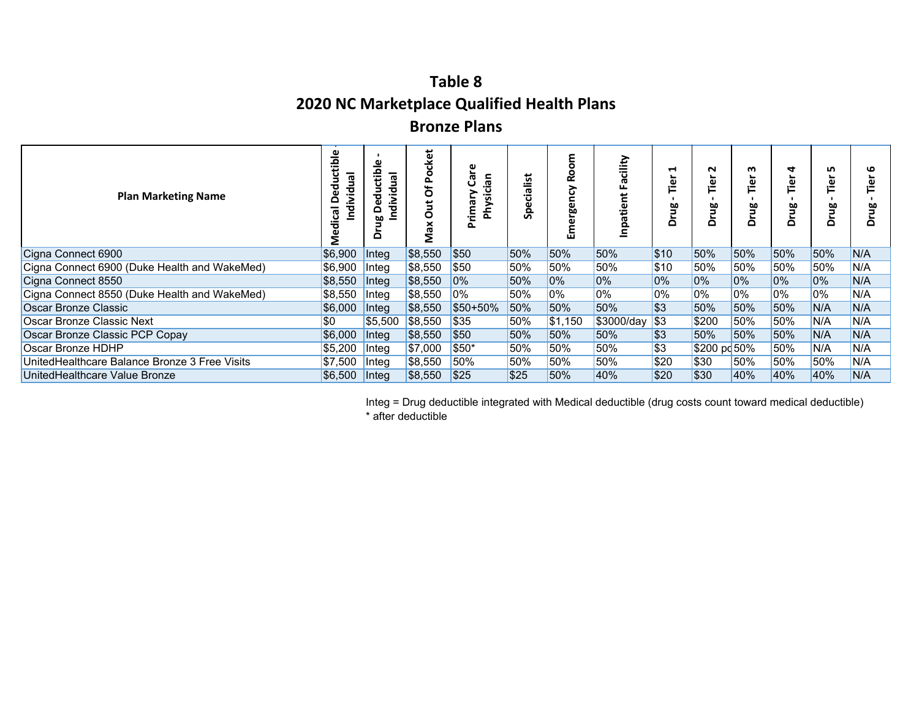# Table 8
## 2020 NC Marketplace Qualified Health Plans
## Bronze Plans

| Plan Marketing Name | Medical Deductible - Individual | Drug Deductible - Individual | Max Out Of Pocket | Primary Care Physician | Specialist | Emergency Room | Inpatient Facility | Drug - Tier 1 | Drug - Tier 2 | Drug - Tier 3 | Drug - Tier 4 | Drug - Tier 5 | Drug - Tier 6 |
|---|---|---|---|---|---|---|---|---|---|---|---|---|---|
| Cigna Connect 6900 | $6,900 | Integ | $8,550 | $50 | 50% | 50% | 50% | $10 | 50% | 50% | 50% | 50% | N/A |
| Cigna Connect 6900 (Duke Health and WakeMed) | $6,900 | Integ | $8,550 | $50 | 50% | 50% | 50% | $10 | 50% | 50% | 50% | 50% | N/A |
| Cigna Connect 8550 | $8,550 | Integ | $8,550 | 0% | 50% | 0% | 0% | 0% | 0% | 0% | 0% | 0% | N/A |
| Cigna Connect 8550 (Duke Health and WakeMed) | $8,550 | Integ | $8,550 | 0% | 50% | 0% | 0% | 0% | 0% | 0% | 0% | 0% | N/A |
| Oscar Bronze Classic | $6,000 | Integ | $8,550 | $50+50% | 50% | 50% | 50% | $3 | 50% | 50% | 50% | N/A | N/A |
| Oscar Bronze Classic Next | $0 | $5,500 | $8,550 | $35 | 50% | $1,150 | $3000/day | $3 | $200 | 50% | 50% | N/A | N/A |
| Oscar Bronze Classic PCP Copay | $6,000 | Integ | $8,550 | $50 | 50% | 50% | 50% | $3 | 50% | 50% | 50% | N/A | N/A |
| Oscar Bronze HDHP | $5,200 | Integ | $7,000 | $50* | 50% | 50% | 50% | $3 | $200 pd | 50% | 50% | N/A | N/A |
| UnitedHealthcare Balance Bronze 3 Free Visits | $7,500 | Integ | $8,550 | 50% | 50% | 50% | 50% | $20 | $30 | 50% | 50% | 50% | N/A |
| UnitedHealthcare Value Bronze | $6,500 | Integ | $8,550 | $25 | $25 | 50% | 40% | $20 | $30 | 40% | 40% | 40% | N/A |

Integ = Drug deductible integrated with Medical deductible (drug costs count toward medical deductible)

* after deductible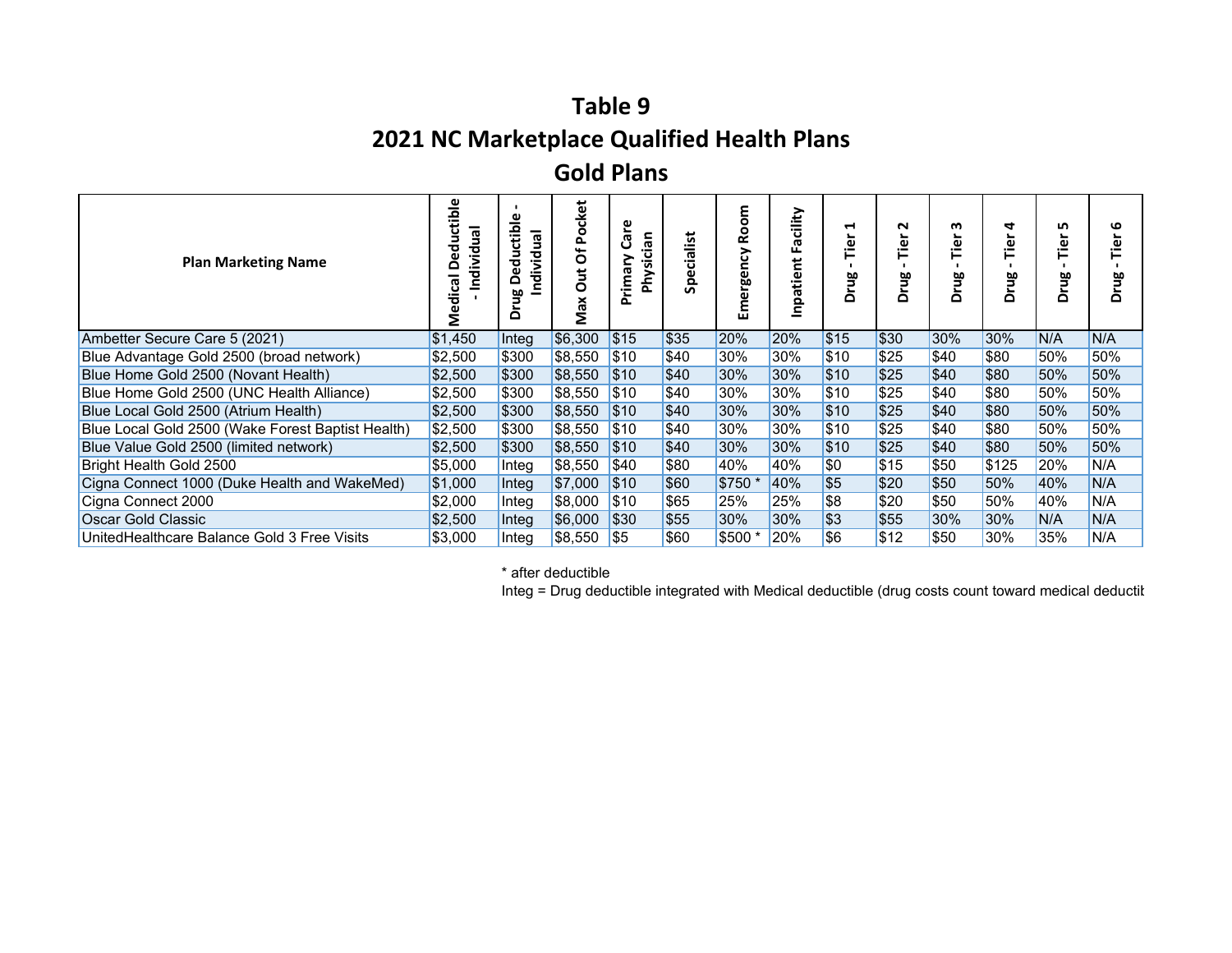# Table 9

## 2021 NC Marketplace Qualified Health Plans

### Gold Plans

| Plan Marketing Name | Medical Deductible - Individual | Drug Deductible - Individual | Max Out Of Pocket | Primary Care Physician | Specialist | Emergency Room | Inpatient Facility | Drug - Tier 1 | Drug - Tier 2 | Drug - Tier 3 | Drug - Tier 4 | Drug - Tier 5 | Drug - Tier 6 |
|---|---|---|---|---|---|---|---|---|---|---|---|---|---|
| Ambetter Secure Care 5 (2021) | $1,450 | Integ | $6,300 | $15 | $35 | 20% | 20% | $15 | $30 | 30% | 30% | N/A | N/A |
| Blue Advantage Gold 2500 (broad network) | $2,500 | $300 | $8,550 | $10 | $40 | 30% | 30% | $10 | $25 | $40 | $80 | 50% | 50% |
| Blue Home Gold 2500 (Novant Health) | $2,500 | $300 | $8,550 | $10 | $40 | 30% | 30% | $10 | $25 | $40 | $80 | 50% | 50% |
| Blue Home Gold 2500 (UNC Health Alliance) | $2,500 | $300 | $8,550 | $10 | $40 | 30% | 30% | $10 | $25 | $40 | $80 | 50% | 50% |
| Blue Local Gold 2500 (Atrium Health) | $2,500 | $300 | $8,550 | $10 | $40 | 30% | 30% | $10 | $25 | $40 | $80 | 50% | 50% |
| Blue Local Gold 2500 (Wake Forest Baptist Health) | $2,500 | $300 | $8,550 | $10 | $40 | 30% | 30% | $10 | $25 | $40 | $80 | 50% | 50% |
| Blue Value Gold 2500 (limited network) | $2,500 | $300 | $8,550 | $10 | $40 | 30% | 30% | $10 | $25 | $40 | $80 | 50% | 50% |
| Bright Health Gold 2500 | $5,000 | Integ | $8,550 | $40 | $80 | 40% | 40% | $0 | $15 | $50 | $125 | 20% | N/A |
| Cigna Connect 1000 (Duke Health and WakeMed) | $1,000 | Integ | $7,000 | $10 | $60 | $750 * | 40% | $5 | $20 | $50 | 50% | 40% | N/A |
| Cigna Connect 2000 | $2,000 | Integ | $8,000 | $10 | $65 | 25% | 25% | $8 | $20 | $50 | 50% | 40% | N/A |
| Oscar Gold Classic | $2,500 | Integ | $6,000 | $30 | $55 | 30% | 30% | $3 | $55 | 30% | 30% | N/A | N/A |
| UnitedHealthcare Balance Gold 3 Free Visits | $3,000 | Integ | $8,550 | $5 | $60 | $500 * | 20% | $6 | $12 | $50 | 30% | 35% | N/A |

\* after deductible

Integ = Drug deductible integrated with Medical deductible (drug costs count toward medical deductib